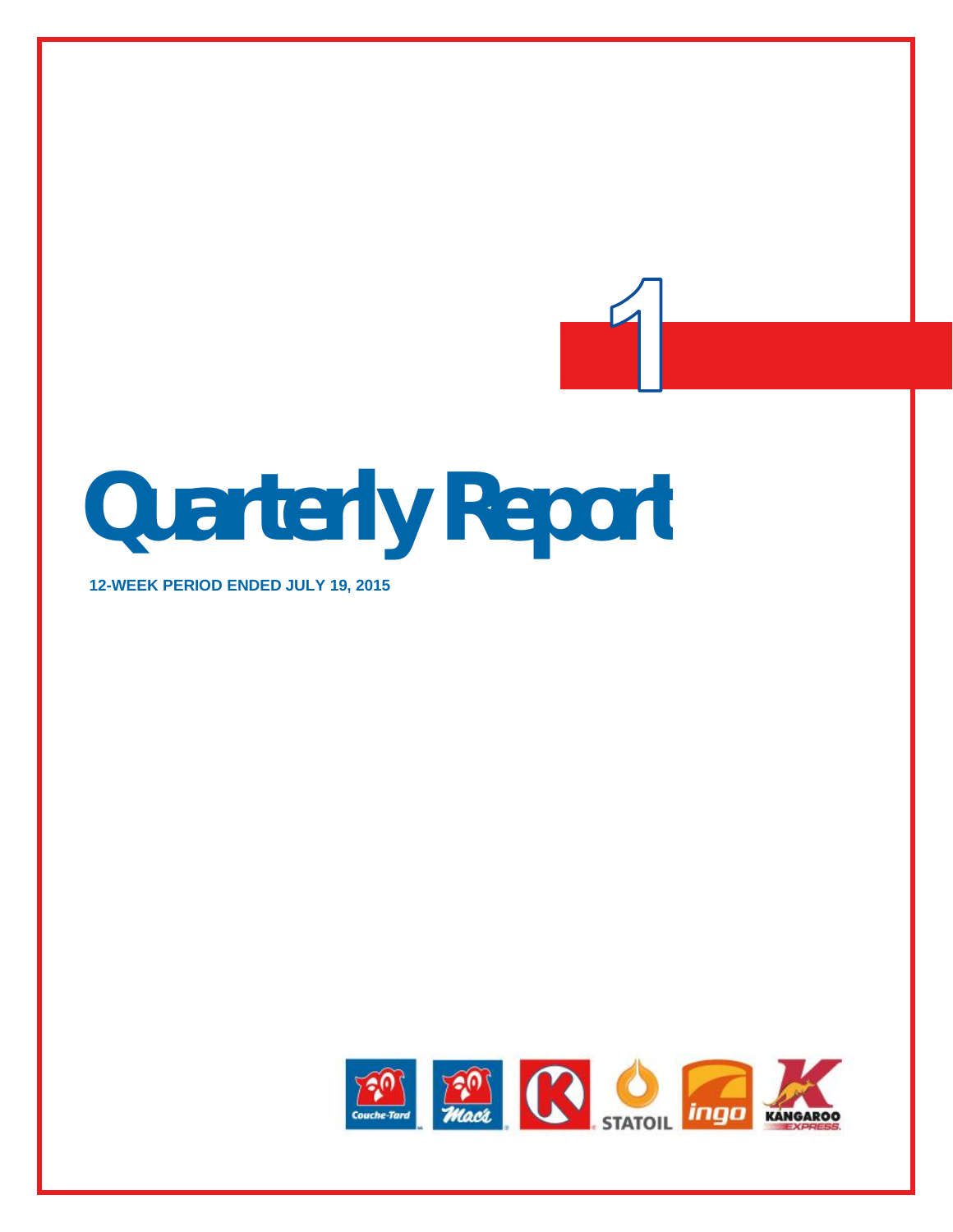1

# Quarterly Report

**12-WEEK PERIOD ENDED JULY 19, 2015**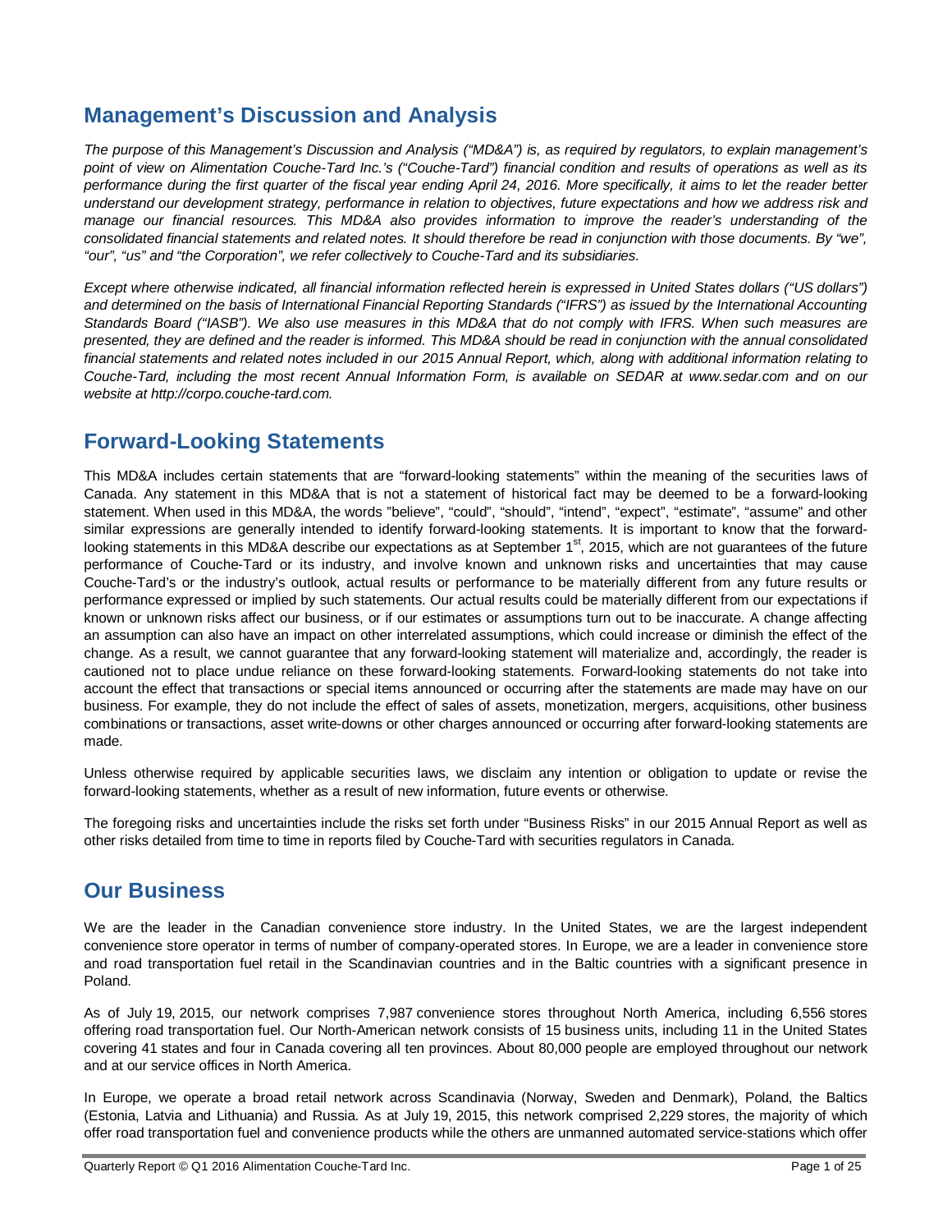## Management's Discussion and Analysis

*The purpose of this Management's Discussion and Analysis ("MD&A") is, as required by regulators, to explain management's point of view on Alimentation Couche-Tard Inc.'s ("Couche-Tard") financial condition and results of operations as well as its performance during the first quarter of the fiscal year ending April 24, 2016. More specifically, it aims to let the reader better understand our development strategy, performance in relation to objectives, future expectations and how we address risk and manage our financial resources. This MD&A also provides information to improve the reader's understanding of the consolidated financial statements and related notes. It should therefore be read in conjunction with those documents. By "we", "our", "us" and "the Corporation", we refer collectively to Couche-Tard and its subsidiaries.*

*Except where otherwise indicated, all financial information reflected herein is expressed in United States dollars ("US dollars") and determined on the basis of International Financial Reporting Standards ("IFRS") as issued by the International Accounting Standards Board ("IASB"). We also use measures in this MD&A that do not comply with IFRS. When such measures are presented, they are defined and the reader is informed. This MD&A should be read in conjunction with the annual consolidated financial statements and related notes included in our 2015 Annual Report, which, along with additional information relating to Couche-Tard, including the most recent Annual Information Form, is available on SEDAR at www.sedar.com and on our website at http://corpo.couche-tard.com.*

## Forward-Looking Statements

This MD&A includes certain statements that are "forward-looking statements" within the meaning of the securities laws of Canada. Any statement in this MD&A that is not a statement of historical fact may be deemed to be a forward-looking statement. When used in this MD&A, the words "believe", "could", "should", "intend", "expect", "estimate", "assume" and other similar expressions are generally intended to identify forward-looking statements. It is important to know that the forward-looking statements in this MD&A describe our expectations as at September 1st, 2015, which are not guarantees of the future performance of Couche-Tard or its industry, and involve known and unknown risks and uncertainties that may cause Couche-Tard's or the industry's outlook, actual results or performance to be materially different from any future results or performance expressed or implied by such statements. Our actual results could be materially different from our expectations if known or unknown risks affect our business, or if our estimates or assumptions turn out to be inaccurate. A change affecting an assumption can also have an impact on other interrelated assumptions, which could increase or diminish the effect of the change. As a result, we cannot guarantee that any forward-looking statement will materialize and, accordingly, the reader is cautioned not to place undue reliance on these forward-looking statements. Forward-looking statements do not take into account the effect that transactions or special items announced or occurring after the statements are made may have on our business. For example, they do not include the effect of sales of assets, monetization, mergers, acquisitions, other business combinations or transactions, asset write-downs or other charges announced or occurring after forward-looking statements are made.

Unless otherwise required by applicable securities laws, we disclaim any intention or obligation to update or revise the forward-looking statements, whether as a result of new information, future events or otherwise.

The foregoing risks and uncertainties include the risks set forth under "Business Risks" in our 2015 Annual Report as well as other risks detailed from time to time in reports filed by Couche-Tard with securities regulators in Canada.

## Our Business

We are the leader in the Canadian convenience store industry. In the United States, we are the largest independent convenience store operator in terms of number of company-operated stores. In Europe, we are a leader in convenience store and road transportation fuel retail in the Scandinavian countries and in the Baltic countries with a significant presence in Poland.

As of July 19, 2015, our network comprises 7,987 convenience stores throughout North America, including 6,556 stores offering road transportation fuel. Our North-American network consists of 15 business units, including 11 in the United States covering 41 states and four in Canada covering all ten provinces. About 80,000 people are employed throughout our network and at our service offices in North America.

In Europe, we operate a broad retail network across Scandinavia (Norway, Sweden and Denmark), Poland, the Baltics (Estonia, Latvia and Lithuania) and Russia. As at July 19, 2015, this network comprised 2,229 stores, the majority of which offer road transportation fuel and convenience products while the others are unmanned automated service-stations which offer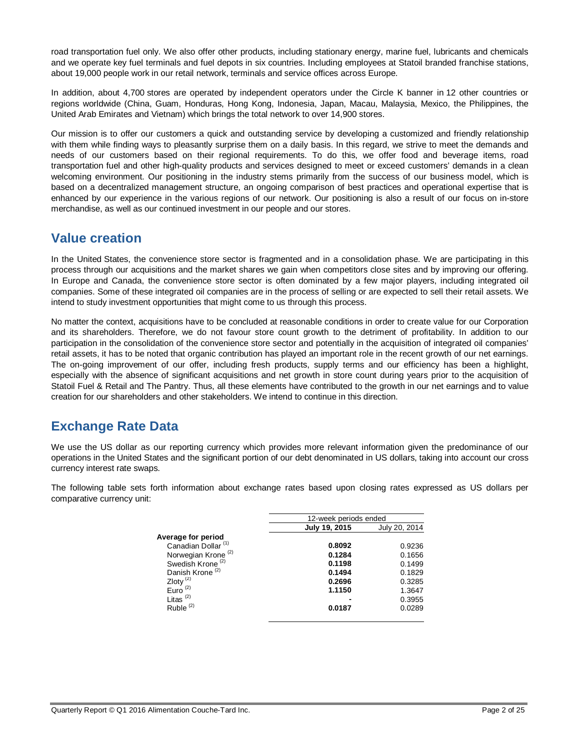road transportation fuel only. We also offer other products, including stationary energy, marine fuel, lubricants and chemicals and we operate key fuel terminals and fuel depots in six countries. Including employees at Statoil branded franchise stations, about 19,000 people work in our retail network, terminals and service offices across Europe.

In addition, about 4,700 stores are operated by independent operators under the Circle K banner in 12 other countries or regions worldwide (China, Guam, Honduras, Hong Kong, Indonesia, Japan, Macau, Malaysia, Mexico, the Philippines, the United Arab Emirates and Vietnam) which brings the total network to over 14,900 stores.

Our mission is to offer our customers a quick and outstanding service by developing a customized and friendly relationship with them while finding ways to pleasantly surprise them on a daily basis. In this regard, we strive to meet the demands and needs of our customers based on their regional requirements. To do this, we offer food and beverage items, road transportation fuel and other high-quality products and services designed to meet or exceed customers' demands in a clean welcoming environment. Our positioning in the industry stems primarily from the success of our business model, which is based on a decentralized management structure, an ongoing comparison of best practices and operational expertise that is enhanced by our experience in the various regions of our network. Our positioning is also a result of our focus on in-store merchandise, as well as our continued investment in our people and our stores.

## Value creation

In the United States, the convenience store sector is fragmented and in a consolidation phase. We are participating in this process through our acquisitions and the market shares we gain when competitors close sites and by improving our offering. In Europe and Canada, the convenience store sector is often dominated by a few major players, including integrated oil companies. Some of these integrated oil companies are in the process of selling or are expected to sell their retail assets. We intend to study investment opportunities that might come to us through this process.

No matter the context, acquisitions have to be concluded at reasonable conditions in order to create value for our Corporation and its shareholders. Therefore, we do not favour store count growth to the detriment of profitability. In addition to our participation in the consolidation of the convenience store sector and potentially in the acquisition of integrated oil companies' retail assets, it has to be noted that organic contribution has played an important role in the recent growth of our net earnings. The on-going improvement of our offer, including fresh products, supply terms and our efficiency has been a highlight, especially with the absence of significant acquisitions and net growth in store count during years prior to the acquisition of Statoil Fuel & Retail and The Pantry. Thus, all these elements have contributed to the growth in our net earnings and to value creation for our shareholders and other stakeholders. We intend to continue in this direction.

## Exchange Rate Data

We use the US dollar as our reporting currency which provides more relevant information given the predominance of our operations in the United States and the significant portion of our debt denominated in US dollars, taking into account our cross currency interest rate swaps.

The following table sets forth information about exchange rates based upon closing rates expressed as US dollars per comparative currency unit:

| | 12-week periods ended | |
|---|---|---|
| | **July 19, 2015** | July 20, 2014 |
| **Average for period** | | |
| Canadian Dollar (1) | **0.8092** | 0.9236 |
| Norwegian Krone (2) | **0.1284** | 0.1656 |
| Swedish Krone (2) | **0.1198** | 0.1499 |
| Danish Krone (2) | **0.1494** | 0.1829 |
| Zloty (2) | **0.2696** | 0.3285 |
| Euro (2) | **1.1150** | 1.3647 |
| Litas (2) | **-** | 0.3955 |
| Ruble (2) | **0.0187** | 0.0289 |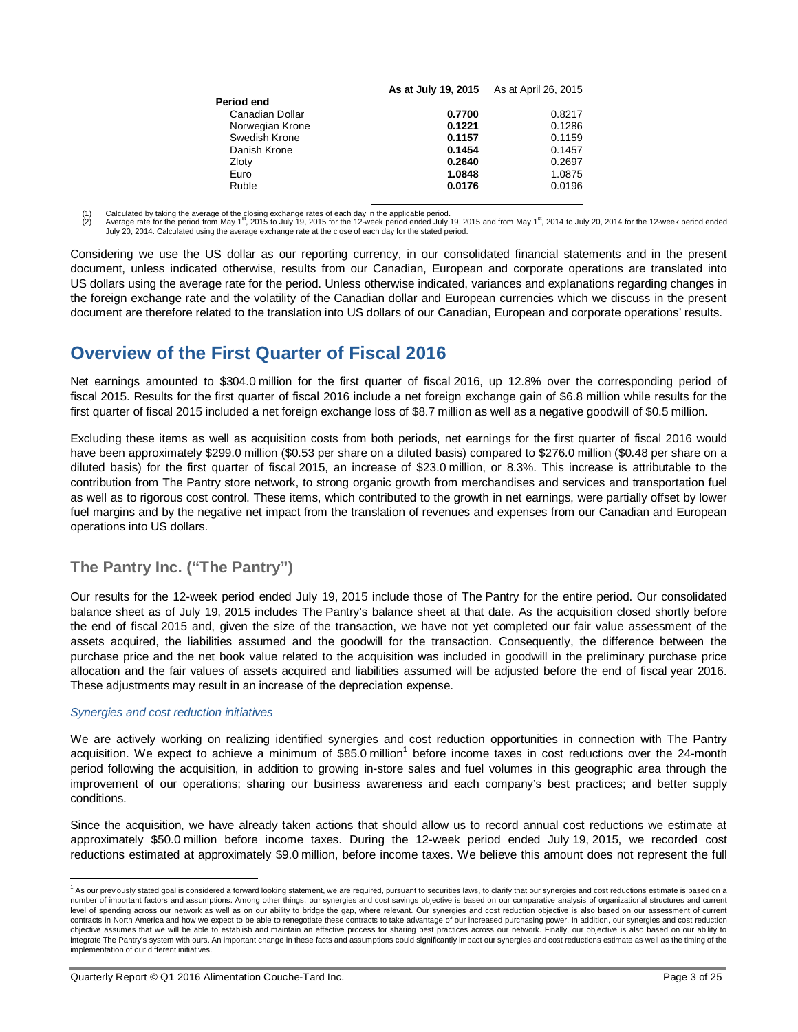| | As at July 19, 2015 | As at April 26, 2015 |
|---|---|---|
| **Period end** | | |
| Canadian Dollar | **0.7700** | 0.8217 |
| Norwegian Krone | **0.1221** | 0.1286 |
| Swedish Krone | **0.1157** | 0.1159 |
| Danish Krone | **0.1454** | 0.1457 |
| Zloty | **0.2640** | 0.2697 |
| Euro | **1.0848** | 1.0875 |
| Ruble | **0.0176** | 0.0196 |

(1) Calculated by taking the average of the closing exchange rates of each day in the applicable period.
(2) Average rate for the period from May 1st, 2015 to July 19, 2015 for the 12-week period ended July 19, 2015 and from May 1st, 2014 to July 20, 2014 for the 12-week period ended July 20, 2014. Calculated using the average exchange rate at the close of each day for the stated period.

Considering we use the US dollar as our reporting currency, in our consolidated financial statements and in the present document, unless indicated otherwise, results from our Canadian, European and corporate operations are translated into US dollars using the average rate for the period. Unless otherwise indicated, variances and explanations regarding changes in the foreign exchange rate and the volatility of the Canadian dollar and European currencies which we discuss in the present document are therefore related to the translation into US dollars of our Canadian, European and corporate operations' results.

# Overview of the First Quarter of Fiscal 2016

Net earnings amounted to $304.0 million for the first quarter of fiscal 2016, up 12.8% over the corresponding period of fiscal 2015. Results for the first quarter of fiscal 2016 include a net foreign exchange gain of $6.8 million while results for the first quarter of fiscal 2015 included a net foreign exchange loss of $8.7 million as well as a negative goodwill of $0.5 million.

Excluding these items as well as acquisition costs from both periods, net earnings for the first quarter of fiscal 2016 would have been approximately $299.0 million ($0.53 per share on a diluted basis) compared to $276.0 million ($0.48 per share on a diluted basis) for the first quarter of fiscal 2015, an increase of $23.0 million, or 8.3%. This increase is attributable to the contribution from The Pantry store network, to strong organic growth from merchandises and services and transportation fuel as well as to rigorous cost control. These items, which contributed to the growth in net earnings, were partially offset by lower fuel margins and by the negative net impact from the translation of revenues and expenses from our Canadian and European operations into US dollars.

## The Pantry Inc. ("The Pantry")

Our results for the 12-week period ended July 19, 2015 include those of The Pantry for the entire period. Our consolidated balance sheet as of July 19, 2015 includes The Pantry's balance sheet at that date. As the acquisition closed shortly before the end of fiscal 2015 and, given the size of the transaction, we have not yet completed our fair value assessment of the assets acquired, the liabilities assumed and the goodwill for the transaction. Consequently, the difference between the purchase price and the net book value related to the acquisition was included in goodwill in the preliminary purchase price allocation and the fair values of assets acquired and liabilities assumed will be adjusted before the end of fiscal year 2016. These adjustments may result in an increase of the depreciation expense.

*Synergies and cost reduction initiatives*

We are actively working on realizing identified synergies and cost reduction opportunities in connection with The Pantry acquisition. We expect to achieve a minimum of $85.0 million[1] before income taxes in cost reductions over the 24-month period following the acquisition, in addition to growing in-store sales and fuel volumes in this geographic area through the improvement of our operations; sharing our business awareness and each company's best practices; and better supply conditions.

Since the acquisition, we have already taken actions that should allow us to record annual cost reductions we estimate at approximately $50.0 million before income taxes. During the 12-week period ended July 19, 2015, we recorded cost reductions estimated at approximately $9.0 million, before income taxes. We believe this amount does not represent the full

[1] As our previously stated goal is considered a forward looking statement, we are required, pursuant to securities laws, to clarify that our synergies and cost reductions estimate is based on a number of important factors and assumptions. Among other things, our synergies and cost savings objective is based on our comparative analysis of organizational structures and current level of spending across our network as well as on our ability to bridge the gap, where relevant. Our synergies and cost reduction objective is also based on our assessment of current contracts in North America and how we expect to be able to renegotiate these contracts to take advantage of our increased purchasing power. In addition, our synergies and cost reduction objective assumes that we will be able to establish and maintain an effective process for sharing best practices across our network. Finally, our objective is also based on our ability to integrate The Pantry's system with ours. An important change in these facts and assumptions could significantly impact our synergies and cost reductions estimate as well as the timing of the implementation of our different initiatives.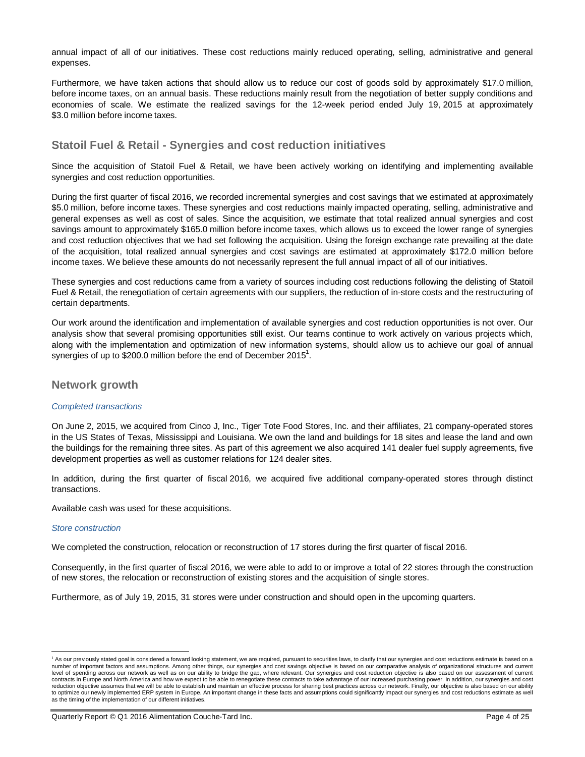annual impact of all of our initiatives. These cost reductions mainly reduced operating, selling, administrative and general expenses.

Furthermore, we have taken actions that should allow us to reduce our cost of goods sold by approximately $17.0 million, before income taxes, on an annual basis. These reductions mainly result from the negotiation of better supply conditions and economies of scale. We estimate the realized savings for the 12-week period ended July 19, 2015 at approximately $3.0 million before income taxes.

## Statoil Fuel & Retail - Synergies and cost reduction initiatives

Since the acquisition of Statoil Fuel & Retail, we have been actively working on identifying and implementing available synergies and cost reduction opportunities.

During the first quarter of fiscal 2016, we recorded incremental synergies and cost savings that we estimated at approximately $5.0 million, before income taxes. These synergies and cost reductions mainly impacted operating, selling, administrative and general expenses as well as cost of sales. Since the acquisition, we estimate that total realized annual synergies and cost savings amount to approximately $165.0 million before income taxes, which allows us to exceed the lower range of synergies and cost reduction objectives that we had set following the acquisition. Using the foreign exchange rate prevailing at the date of the acquisition, total realized annual synergies and cost savings are estimated at approximately $172.0 million before income taxes. We believe these amounts do not necessarily represent the full annual impact of all of our initiatives.

These synergies and cost reductions came from a variety of sources including cost reductions following the delisting of Statoil Fuel & Retail, the renegotiation of certain agreements with our suppliers, the reduction of in-store costs and the restructuring of certain departments.

Our work around the identification and implementation of available synergies and cost reduction opportunities is not over. Our analysis show that several promising opportunities still exist. Our teams continue to work actively on various projects which, along with the implementation and optimization of new information systems, should allow us to achieve our goal of annual synergies of up to $200.0 million before the end of December 2015[1].

## Network growth

### *Completed transactions*

On June 2, 2015, we acquired from Cinco J, Inc., Tiger Tote Food Stores, Inc. and their affiliates, 21 company-operated stores in the US States of Texas, Mississippi and Louisiana. We own the land and buildings for 18 sites and lease the land and own the buildings for the remaining three sites. As part of this agreement we also acquired 141 dealer fuel supply agreements, five development properties as well as customer relations for 124 dealer sites.

In addition, during the first quarter of fiscal 2016, we acquired five additional company-operated stores through distinct transactions.

Available cash was used for these acquisitions.

### *Store construction*

We completed the construction, relocation or reconstruction of 17 stores during the first quarter of fiscal 2016.

Consequently, in the first quarter of fiscal 2016, we were able to add to or improve a total of 22 stores through the construction of new stores, the relocation or reconstruction of existing stores and the acquisition of single stores.

Furthermore, as of July 19, 2015, 31 stores were under construction and should open in the upcoming quarters.

---

[1] As our previously stated goal is considered a forward looking statement, we are required, pursuant to securities laws, to clarify that our synergies and cost reductions estimate is based on a number of important factors and assumptions. Among other things, our synergies and cost savings objective is based on our comparative analysis of organizational structures and current level of spending across our network as well as on our ability to bridge the gap, where relevant. Our synergies and cost reduction objective is also based on our assessment of current contracts in Europe and North America and how we expect to be able to renegotiate these contracts to take advantage of our increased purchasing power. In addition, our synergies and cost reduction objective assumes that we will be able to establish and maintain an effective process for sharing best practices across our network. Finally, our objective is also based on our ability to optimize our newly implemented ERP system in Europe. An important change in these facts and assumptions could significantly impact our synergies and cost reductions estimate as well as the timing of the implementation of our different initiatives.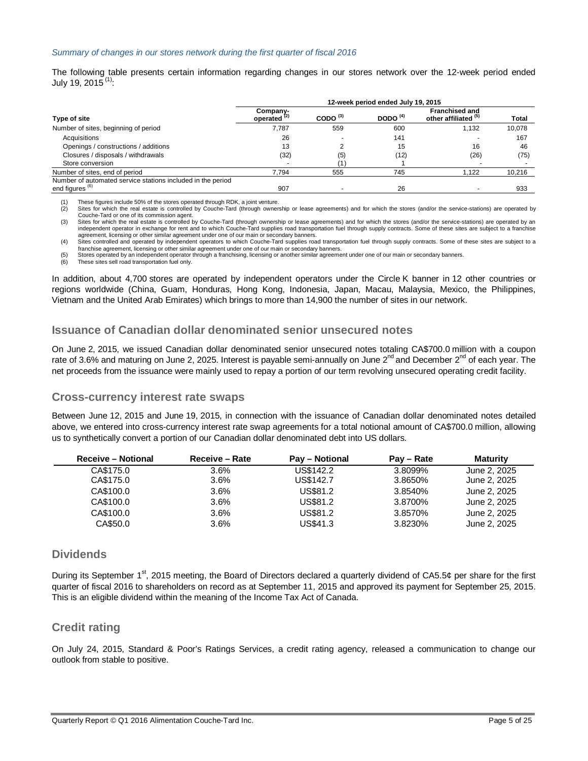*Summary of changes in our stores network during the first quarter of fiscal 2016*

The following table presents certain information regarding changes in our stores network over the 12-week period ended July 19, 2015 [(1)]:

| | 12-week period ended July 19, 2015 | | | | |
|---|---|---|---|---|---|
| **Type of site** | **Company-operated [(2)]** | **CODO [(3)]** | **DODO [(4)]** | **Franchised and other affiliated [(5)]** | **Total** |
| Number of sites, beginning of period | 7,787 | 559 | 600 | 1,132 | 10,078 |
| Acquisitions | 26 | - | 141 | - | 167 |
| Openings / constructions / additions | 13 | 2 | 15 | 16 | 46 |
| Closures / disposals / withdrawals | (32) | (5) | (12) | (26) | (75) |
| Store conversion | - | (1) | 1 | - | - |
| Number of sites, end of period | 7,794 | 555 | 745 | 1,122 | 10,216 |
| Number of automated service stations included in the period end figures [(6)] | 907 | - | 26 | - | 933 |

(1) These figures include 50% of the stores operated through RDK, a joint venture.
(2) Sites for which the real estate is controlled by Couche-Tard (through ownership or lease agreements) and for which the stores (and/or the service-stations) are operated by Couche-Tard or one of its commission agent.
(3) Sites for which the real estate is controlled by Couche-Tard (through ownership or lease agreements) and for which the stores (and/or the service-stations) are operated by an independent operator in exchange for rent and to which Couche-Tard supplies road transportation fuel through supply contracts. Some of these sites are subject to a franchise agreement, licensing or other similar agreement under one of our main or secondary banners.
(4) Sites controlled and operated by independent operators to which Couche-Tard supplies road transportation fuel through supply contracts. Some of these sites are subject to a franchise agreement, licensing or other similar agreement under one of our main or secondary banners.
(5) Stores operated by an independent operator through a franchising, licensing or another similar agreement under one of our main or secondary banners.
(6) These sites sell road transportation fuel only.

In addition, about 4,700 stores are operated by independent operators under the Circle K banner in 12 other countries or regions worldwide (China, Guam, Honduras, Hong Kong, Indonesia, Japan, Macau, Malaysia, Mexico, the Philippines, Vietnam and the United Arab Emirates) which brings to more than 14,900 the number of sites in our network.

## Issuance of Canadian dollar denominated senior unsecured notes

On June 2, 2015, we issued Canadian dollar denominated senior unsecured notes totaling CA$700.0 million with a coupon rate of 3.6% and maturing on June 2, 2025. Interest is payable semi-annually on June 2nd and December 2nd of each year. The net proceeds from the issuance were mainly used to repay a portion of our term revolving unsecured operating credit facility.

## Cross-currency interest rate swaps

Between June 12, 2015 and June 19, 2015, in connection with the issuance of Canadian dollar denominated notes detailed above, we entered into cross-currency interest rate swap agreements for a total notional amount of CA$700.0 million, allowing us to synthetically convert a portion of our Canadian dollar denominated debt into US dollars.

| Receive – Notional | Receive – Rate | Pay – Notional | Pay – Rate | Maturity |
|---|---|---|---|---|
| CA$175.0 | 3.6% | US$142.2 | 3.8099% | June 2, 2025 |
| CA$175.0 | 3.6% | US$142.7 | 3.8650% | June 2, 2025 |
| CA$100.0 | 3.6% | US$81.2 | 3.8540% | June 2, 2025 |
| CA$100.0 | 3.6% | US$81.2 | 3.8700% | June 2, 2025 |
| CA$100.0 | 3.6% | US$81.2 | 3.8570% | June 2, 2025 |
| CA$50.0 | 3.6% | US$41.3 | 3.8230% | June 2, 2025 |

## Dividends

During its September 1st, 2015 meeting, the Board of Directors declared a quarterly dividend of CA5.5¢ per share for the first quarter of fiscal 2016 to shareholders on record as at September 11, 2015 and approved its payment for September 25, 2015. This is an eligible dividend within the meaning of the Income Tax Act of Canada.

## Credit rating

On July 24, 2015, Standard & Poor's Ratings Services, a credit rating agency, released a communication to change our outlook from stable to positive.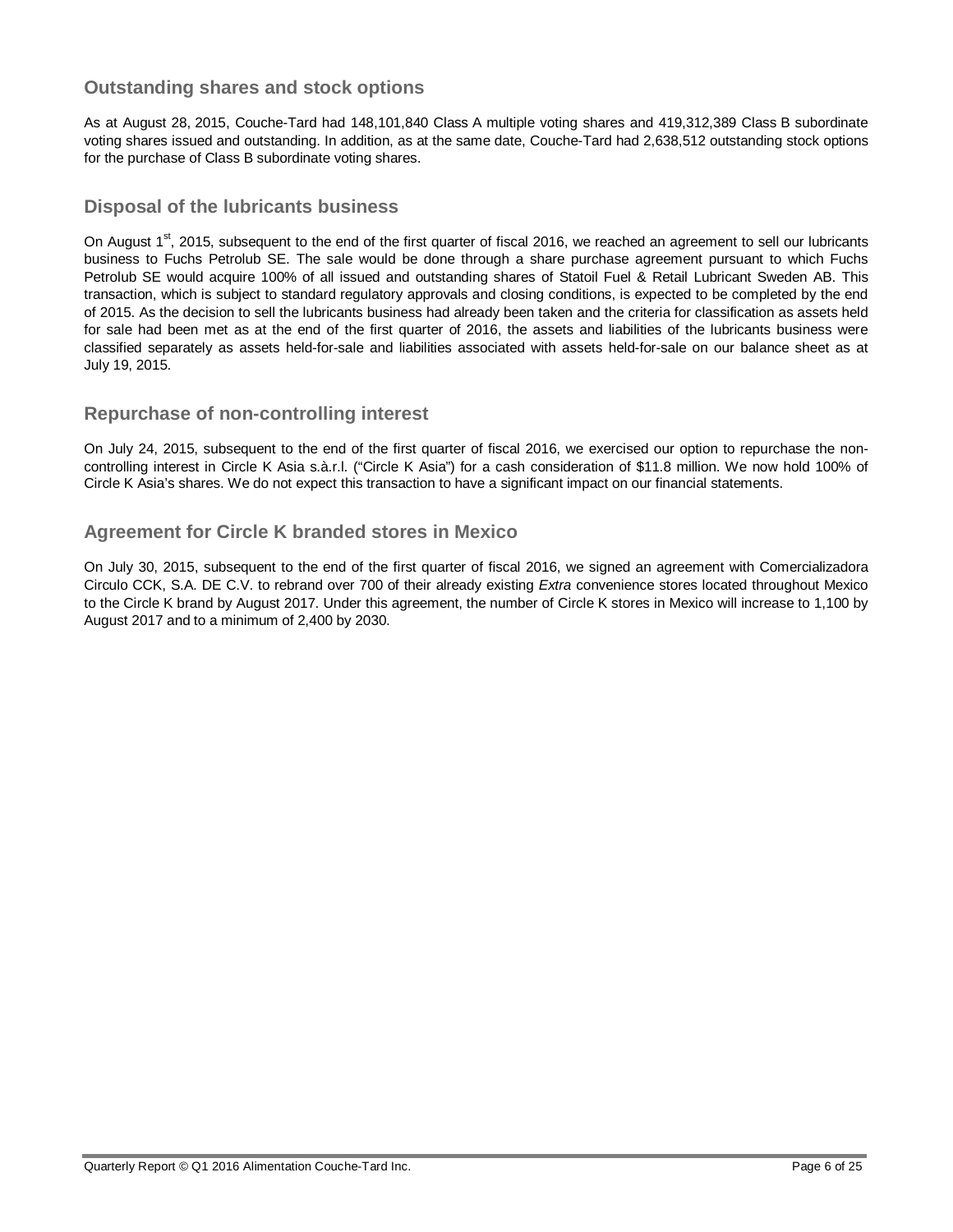## Outstanding shares and stock options

As at August 28, 2015, Couche-Tard had 148,101,840 Class A multiple voting shares and 419,312,389 Class B subordinate voting shares issued and outstanding. In addition, as at the same date, Couche-Tard had 2,638,512 outstanding stock options for the purchase of Class B subordinate voting shares.

## Disposal of the lubricants business

On August 1st, 2015, subsequent to the end of the first quarter of fiscal 2016, we reached an agreement to sell our lubricants business to Fuchs Petrolub SE. The sale would be done through a share purchase agreement pursuant to which Fuchs Petrolub SE would acquire 100% of all issued and outstanding shares of Statoil Fuel & Retail Lubricant Sweden AB. This transaction, which is subject to standard regulatory approvals and closing conditions, is expected to be completed by the end of 2015. As the decision to sell the lubricants business had already been taken and the criteria for classification as assets held for sale had been met as at the end of the first quarter of 2016, the assets and liabilities of the lubricants business were classified separately as assets held-for-sale and liabilities associated with assets held-for-sale on our balance sheet as at July 19, 2015.

## Repurchase of non-controlling interest

On July 24, 2015, subsequent to the end of the first quarter of fiscal 2016, we exercised our option to repurchase the non-controlling interest in Circle K Asia s.à.r.l. ("Circle K Asia") for a cash consideration of $11.8 million. We now hold 100% of Circle K Asia's shares. We do not expect this transaction to have a significant impact on our financial statements.

## Agreement for Circle K branded stores in Mexico

On July 30, 2015, subsequent to the end of the first quarter of fiscal 2016, we signed an agreement with Comercializadora Circulo CCK, S.A. DE C.V. to rebrand over 700 of their already existing *Extra* convenience stores located throughout Mexico to the Circle K brand by August 2017. Under this agreement, the number of Circle K stores in Mexico will increase to 1,100 by August 2017 and to a minimum of 2,400 by 2030.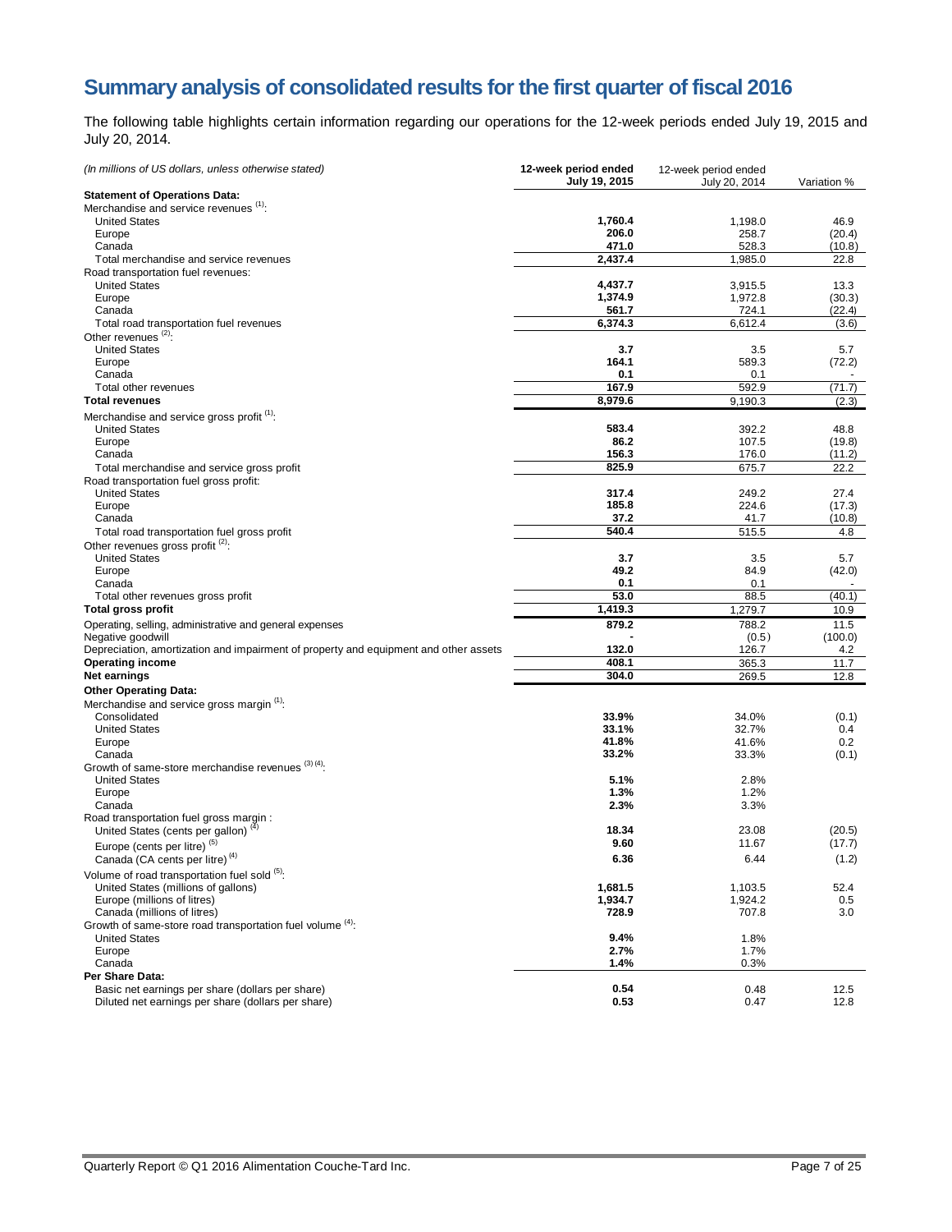# Summary analysis of consolidated results for the first quarter of fiscal 2016

The following table highlights certain information regarding our operations for the 12-week periods ended July 19, 2015 and July 20, 2014.

| *(In millions of US dollars, unless otherwise stated)* | **12-week period ended July 19, 2015** | 12-week period ended July 20, 2014 | Variation % |
|---|---|---|---|
| **Statement of Operations Data:** | | | |
| Merchandise and service revenues [(1)]: | | | |
| United States | **1,760.4** | 1,198.0 | 46.9 |
| Europe | **206.0** | 258.7 | (20.4) |
| Canada | **471.0** | 528.3 | (10.8) |
| Total merchandise and service revenues | **2,437.4** | 1,985.0 | 22.8 |
| Road transportation fuel revenues: | | | |
| United States | **4,437.7** | 3,915.5 | 13.3 |
| Europe | **1,374.9** | 1,972.8 | (30.3) |
| Canada | **561.7** | 724.1 | (22.4) |
| Total road transportation fuel revenues | **6,374.3** | 6,612.4 | (3.6) |
| Other revenues [(2)]: | | | |
| United States | **3.7** | 3.5 | 5.7 |
| Europe | **164.1** | 589.3 | (72.2) |
| Canada | **0.1** | 0.1 | - |
| Total other revenues | **167.9** | 592.9 | (71.7) |
| **Total revenues** | **8,979.6** | 9,190.3 | (2.3) |
| Merchandise and service gross profit [(1)]: | | | |
| United States | **583.4** | 392.2 | 48.8 |
| Europe | **86.2** | 107.5 | (19.8) |
| Canada | **156.3** | 176.0 | (11.2) |
| Total merchandise and service gross profit | **825.9** | 675.7 | 22.2 |
| Road transportation fuel gross profit: | | | |
| United States | **317.4** | 249.2 | 27.4 |
| Europe | **185.8** | 224.6 | (17.3) |
| Canada | **37.2** | 41.7 | (10.8) |
| Total road transportation fuel gross profit | **540.4** | 515.5 | 4.8 |
| Other revenues gross profit [(2)]: | | | |
| United States | **3.7** | 3.5 | 5.7 |
| Europe | **49.2** | 84.9 | (42.0) |
| Canada | **0.1** | 0.1 | - |
| Total other revenues gross profit | **53.0** | 88.5 | (40.1) |
| **Total gross profit** | **1,419.3** | 1,279.7 | 10.9 |
| Operating, selling, administrative and general expenses | **879.2** | 788.2 | 11.5 |
| Negative goodwill | **-** | (0.5) | (100.0) |
| Depreciation, amortization and impairment of property and equipment and other assets | **132.0** | 126.7 | 4.2 |
| **Operating income** | **408.1** | 365.3 | 11.7 |
| **Net earnings** | **304.0** | 269.5 | 12.8 |
| **Other Operating Data:** | | | |
| Merchandise and service gross margin [(1)]: | | | |
| Consolidated | **33.9%** | 34.0% | (0.1) |
| United States | **33.1%** | 32.7% | 0.4 |
| Europe | **41.8%** | 41.6% | 0.2 |
| Canada | **33.2%** | 33.3% | (0.1) |
| Growth of same-store merchandise revenues [(3) (4)]: | | | |
| United States | **5.1%** | 2.8% | |
| Europe | **1.3%** | 1.2% | |
| Canada | **2.3%** | 3.3% | |
| Road transportation fuel gross margin : | | | |
| United States (cents per gallon) [(4)] | **18.34** | 23.08 | (20.5) |
| Europe (cents per litre) [(5)] | **9.60** | 11.67 | (17.7) |
| Canada (CA cents per litre) [(4)] | **6.36** | 6.44 | (1.2) |
| Volume of road transportation fuel sold [(5)]: | | | |
| United States (millions of gallons) | **1,681.5** | 1,103.5 | 52.4 |
| Europe (millions of litres) | **1,934.7** | 1,924.2 | 0.5 |
| Canada (millions of litres) | **728.9** | 707.8 | 3.0 |
| Growth of same-store road transportation fuel volume [(4)]: | | | |
| United States | **9.4%** | 1.8% | |
| Europe | **2.7%** | 1.7% | |
| Canada | **1.4%** | 0.3% | |
| **Per Share Data:** | | | |
| Basic net earnings per share (dollars per share) | **0.54** | 0.48 | 12.5 |
| Diluted net earnings per share (dollars per share) | **0.53** | 0.47 | 12.8 |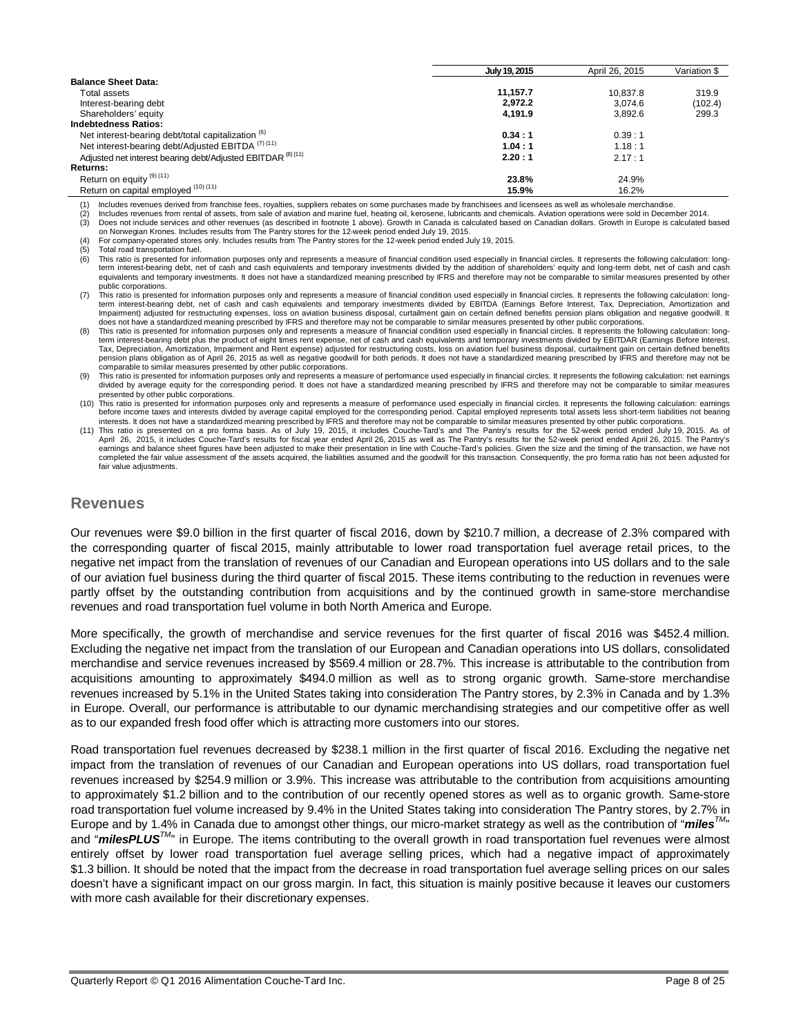| | July 19, 2015 | April 26, 2015 | Variation $ |
|---|---|---|---|
| **Balance Sheet Data:** | | | |
| Total assets | **11,157.7** | 10,837.8 | 319.9 |
| Interest-bearing debt | **2,972.2** | 3,074.6 | (102.4) |
| Shareholders' equity | **4,191.9** | 3,892.6 | 299.3 |
| **Indebtedness Ratios:** | | | |
| Net interest-bearing debt/total capitalization [(6)] | **0.34 : 1** | 0.39 : 1 | |
| Net interest-bearing debt/Adjusted EBITDA [(7) (11)] | **1.04 : 1** | 1.18 : 1 | |
| Adjusted net interest bearing debt/Adjusted EBITDAR [(8) (11)] | **2.20 : 1** | 2.17 : 1 | |
| **Returns:** | | | |
| Return on equity [(9) (11)] | **23.8%** | 24.9% | |
| Return on capital employed [(10) (11)] | **15.9%** | 16.2% | |

(1) Includes revenues derived from franchise fees, royalties, suppliers rebates on some purchases made by franchisees and licensees as well as wholesale merchandise.
(2) Includes revenues from rental of assets, from sale of aviation and marine fuel, heating oil, kerosene, lubricants and chemicals. Aviation operations were sold in December 2014.
(3) Does not include services and other revenues (as described in footnote 1 above). Growth in Canada is calculated based on Canadian dollars. Growth in Europe is calculated based on Norwegian Krones. Includes results from The Pantry stores for the 12-week period ended July 19, 2015.
(4) For company-operated stores only. Includes results from The Pantry stores for the 12-week period ended July 19, 2015.
(5) Total road transportation fuel.
(6) This ratio is presented for information purposes only and represents a measure of financial condition used especially in financial circles. It represents the following calculation: long-term interest-bearing debt, net of cash and cash equivalents and temporary investments divided by the addition of shareholders' equity and long-term debt, net of cash and cash equivalents and temporary investments. It does not have a standardized meaning prescribed by IFRS and therefore may not be comparable to similar measures presented by other public corporations.
(7) This ratio is presented for information purposes only and represents a measure of financial condition used especially in financial circles. It represents the following calculation: long-term interest-bearing debt, net of cash and cash equivalents and temporary investments divided by EBITDA (Earnings Before Interest, Tax, Depreciation, Amortization and Impairment) adjusted for restructuring expenses, loss on aviation business disposal, curtailment gain on certain defined benefits pension plans obligation and negative goodwill. It does not have a standardized meaning prescribed by IFRS and therefore may not be comparable to similar measures presented by other public corporations.
(8) This ratio is presented for information purposes only and represents a measure of financial condition used especially in financial circles. It represents the following calculation: long-term interest-bearing debt plus the product of eight times rent expense, net of cash and cash equivalents and temporary investments divided by EBITDAR (Earnings Before Interest, Tax, Depreciation, Amortization, Impairment and Rent expense) adjusted for restructuring costs, loss on aviation fuel business disposal, curtailment gain on certain defined benefits pension plans obligation as of April 26, 2015 as well as negative goodwill for both periods. It does not have a standardized meaning prescribed by IFRS and therefore may not be comparable to similar measures presented by other public corporations.
(9) This ratio is presented for information purposes only and represents a measure of performance used especially in financial circles. It represents the following calculation: net earnings divided by average equity for the corresponding period. It does not have a standardized meaning prescribed by IFRS and therefore may not be comparable to similar measures presented by other public corporations.
(10) This ratio is presented for information purposes only and represents a measure of performance used especially in financial circles. It represents the following calculation: earnings before income taxes and interests divided by average capital employed for the corresponding period. Capital employed represents total assets less short-term liabilities not bearing interests. It does not have a standardized meaning prescribed by IFRS and therefore may not be comparable to similar measures presented by other public corporations.
(11) This ratio is presented on a pro forma basis. As of July 19, 2015, it includes Couche-Tard's and The Pantry's results for the 52-week period ended July 19, 2015. As of April 26, 2015, it includes Couche-Tard's results for fiscal year ended April 26, 2015 as well as The Pantry's results for the 52-week period ended April 26, 2015. The Pantry's earnings and balance sheet figures have been adjusted to make their presentation in line with Couche-Tard's policies. Given the size and the timing of the transaction, we have not completed the fair value assessment of the assets acquired, the liabilities assumed and the goodwill for this transaction. Consequently, the pro forma ratio has not been adjusted for fair value adjustments.

## Revenues

Our revenues were $9.0 billion in the first quarter of fiscal 2016, down by $210.7 million, a decrease of 2.3% compared with the corresponding quarter of fiscal 2015, mainly attributable to lower road transportation fuel average retail prices, to the negative net impact from the translation of revenues of our Canadian and European operations into US dollars and to the sale of our aviation fuel business during the third quarter of fiscal 2015. These items contributing to the reduction in revenues were partly offset by the outstanding contribution from acquisitions and by the continued growth in same-store merchandise revenues and road transportation fuel volume in both North America and Europe.

More specifically, the growth of merchandise and service revenues for the first quarter of fiscal 2016 was $452.4 million. Excluding the negative net impact from the translation of our European and Canadian operations into US dollars, consolidated merchandise and service revenues increased by $569.4 million or 28.7%. This increase is attributable to the contribution from acquisitions amounting to approximately $494.0 million as well as to strong organic growth. Same-store merchandise revenues increased by 5.1% in the United States taking into consideration The Pantry stores, by 2.3% in Canada and by 1.3% in Europe. Overall, our performance is attributable to our dynamic merchandising strategies and our competitive offer as well as to our expanded fresh food offer which is attracting more customers into our stores.

Road transportation fuel revenues decreased by $238.1 million in the first quarter of fiscal 2016. Excluding the negative net impact from the translation of revenues of our Canadian and European operations into US dollars, road transportation fuel revenues increased by $254.9 million or 3.9%. This increase was attributable to the contribution from acquisitions amounting to approximately $1.2 billion and to the contribution of our recently opened stores as well as to organic growth. Same-store road transportation fuel volume increased by 9.4% in the United States taking into consideration The Pantry stores, by 2.7% in Europe and by 1.4% in Canada due to amongst other things, our micro-market strategy as well as the contribution of "***miles***™" and "***milesPLUS***™" in Europe. The items contributing to the overall growth in road transportation fuel revenues were almost entirely offset by lower road transportation fuel average selling prices, which had a negative impact of approximately $1.3 billion. It should be noted that the impact from the decrease in road transportation fuel average selling prices on our sales doesn't have a significant impact on our gross margin. In fact, this situation is mainly positive because it leaves our customers with more cash available for their discretionary expenses.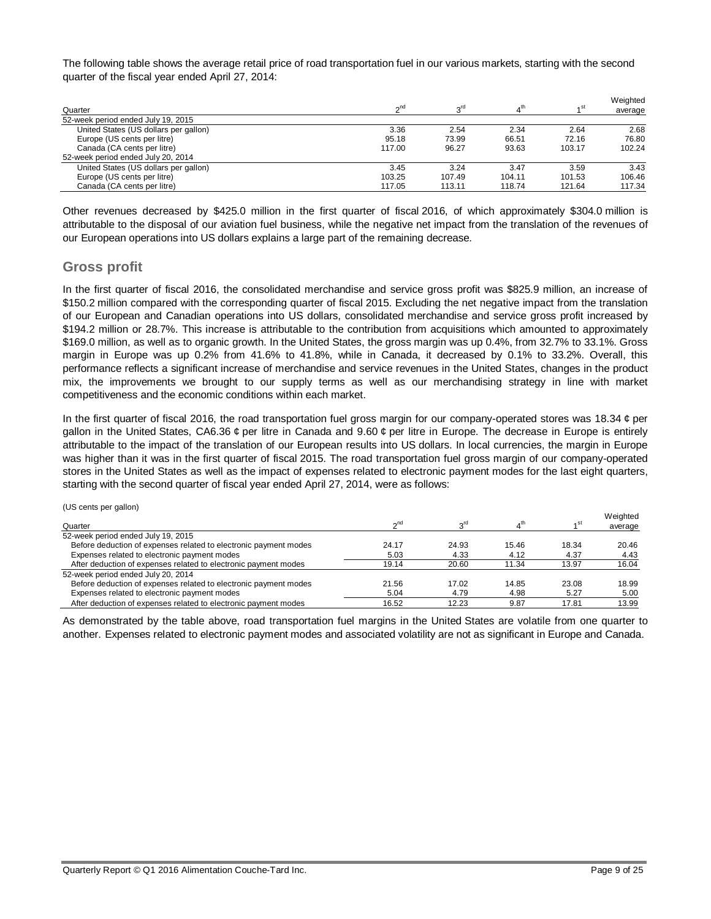The following table shows the average retail price of road transportation fuel in our various markets, starting with the second quarter of the fiscal year ended April 27, 2014:

| Quarter | 2nd | 3rd | 4th | 1st | Weighted average |
|---|---|---|---|---|---|
| 52-week period ended July 19, 2015 | | | | | |
| United States (US dollars per gallon) | 3.36 | 2.54 | 2.34 | 2.64 | 2.68 |
| Europe (US cents per litre) | 95.18 | 73.99 | 66.51 | 72.16 | 76.80 |
| Canada (CA cents per litre) | 117.00 | 96.27 | 93.63 | 103.17 | 102.24 |
| 52-week period ended July 20, 2014 | | | | | |
| United States (US dollars per gallon) | 3.45 | 3.24 | 3.47 | 3.59 | 3.43 |
| Europe (US cents per litre) | 103.25 | 107.49 | 104.11 | 101.53 | 106.46 |
| Canada (CA cents per litre) | 117.05 | 113.11 | 118.74 | 121.64 | 117.34 |

Other revenues decreased by $425.0 million in the first quarter of fiscal 2016, of which approximately $304.0 million is attributable to the disposal of our aviation fuel business, while the negative net impact from the translation of the revenues of our European operations into US dollars explains a large part of the remaining decrease.

## Gross profit

In the first quarter of fiscal 2016, the consolidated merchandise and service gross profit was $825.9 million, an increase of $150.2 million compared with the corresponding quarter of fiscal 2015. Excluding the net negative impact from the translation of our European and Canadian operations into US dollars, consolidated merchandise and service gross profit increased by $194.2 million or 28.7%. This increase is attributable to the contribution from acquisitions which amounted to approximately $169.0 million, as well as to organic growth. In the United States, the gross margin was up 0.4%, from 32.7% to 33.1%. Gross margin in Europe was up 0.2% from 41.6% to 41.8%, while in Canada, it decreased by 0.1% to 33.2%. Overall, this performance reflects a significant increase of merchandise and service revenues in the United States, changes in the product mix, the improvements we brought to our supply terms as well as our merchandising strategy in line with market competitiveness and the economic conditions within each market.

In the first quarter of fiscal 2016, the road transportation fuel gross margin for our company-operated stores was 18.34 ¢ per gallon in the United States, CA6.36 ¢ per litre in Canada and 9.60 ¢ per litre in Europe. The decrease in Europe is entirely attributable to the impact of the translation of our European results into US dollars. In local currencies, the margin in Europe was higher than it was in the first quarter of fiscal 2015. The road transportation fuel gross margin of our company-operated stores in the United States as well as the impact of expenses related to electronic payment modes for the last eight quarters, starting with the second quarter of fiscal year ended April 27, 2014, were as follows:

(US cents per gallon)

| Quarter | 2nd | 3rd | 4th | 1st | Weighted average |
|---|---|---|---|---|---|
| 52-week period ended July 19, 2015 | | | | | |
| Before deduction of expenses related to electronic payment modes | 24.17 | 24.93 | 15.46 | 18.34 | 20.46 |
| Expenses related to electronic payment modes | 5.03 | 4.33 | 4.12 | 4.37 | 4.43 |
| After deduction of expenses related to electronic payment modes | 19.14 | 20.60 | 11.34 | 13.97 | 16.04 |
| 52-week period ended July 20, 2014 | | | | | |
| Before deduction of expenses related to electronic payment modes | 21.56 | 17.02 | 14.85 | 23.08 | 18.99 |
| Expenses related to electronic payment modes | 5.04 | 4.79 | 4.98 | 5.27 | 5.00 |
| After deduction of expenses related to electronic payment modes | 16.52 | 12.23 | 9.87 | 17.81 | 13.99 |

As demonstrated by the table above, road transportation fuel margins in the United States are volatile from one quarter to another. Expenses related to electronic payment modes and associated volatility are not as significant in Europe and Canada.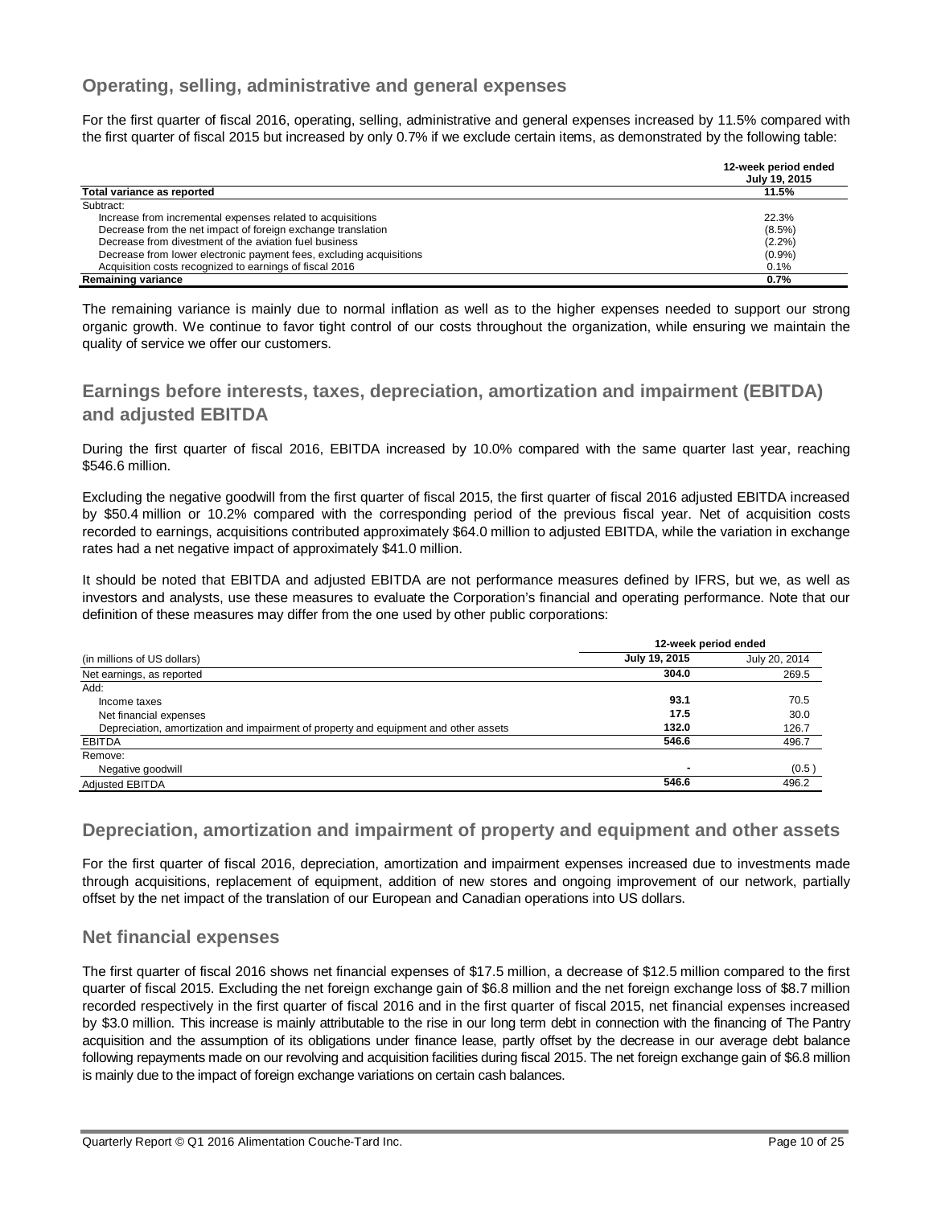## Operating, selling, administrative and general expenses

For the first quarter of fiscal 2016, operating, selling, administrative and general expenses increased by 11.5% compared with the first quarter of fiscal 2015 but increased by only 0.7% if we exclude certain items, as demonstrated by the following table:

| | **12-week period ended July 19, 2015** |
|---|---|
| **Total variance as reported** | **11.5%** |
| Subtract: | |
| Increase from incremental expenses related to acquisitions | 22.3% |
| Decrease from the net impact of foreign exchange translation | (8.5%) |
| Decrease from divestment of the aviation fuel business | (2.2%) |
| Decrease from lower electronic payment fees, excluding acquisitions | (0.9%) |
| Acquisition costs recognized to earnings of fiscal 2016 | 0.1% |
| **Remaining variance** | **0.7%** |

The remaining variance is mainly due to normal inflation as well as to the higher expenses needed to support our strong organic growth. We continue to favor tight control of our costs throughout the organization, while ensuring we maintain the quality of service we offer our customers.

## Earnings before interests, taxes, depreciation, amortization and impairment (EBITDA) and adjusted EBITDA

During the first quarter of fiscal 2016, EBITDA increased by 10.0% compared with the same quarter last year, reaching $546.6 million.

Excluding the negative goodwill from the first quarter of fiscal 2015, the first quarter of fiscal 2016 adjusted EBITDA increased by $50.4 million or 10.2% compared with the corresponding period of the previous fiscal year. Net of acquisition costs recorded to earnings, acquisitions contributed approximately $64.0 million to adjusted EBITDA, while the variation in exchange rates had a net negative impact of approximately $41.0 million.

It should be noted that EBITDA and adjusted EBITDA are not performance measures defined by IFRS, but we, as well as investors and analysts, use these measures to evaluate the Corporation's financial and operating performance. Note that our definition of these measures may differ from the one used by other public corporations:

| | **12-week period ended** | |
|---|---|---|
| (in millions of US dollars) | **July 19, 2015** | July 20, 2014 |
| Net earnings, as reported | **304.0** | 269.5 |
| Add: | | |
| Income taxes | **93.1** | 70.5 |
| Net financial expenses | **17.5** | 30.0 |
| Depreciation, amortization and impairment of property and equipment and other assets | **132.0** | 126.7 |
| EBITDA | **546.6** | 496.7 |
| Remove: | | |
| Negative goodwill | **-** | (0.5) |
| Adjusted EBITDA | **546.6** | 496.2 |

## Depreciation, amortization and impairment of property and equipment and other assets

For the first quarter of fiscal 2016, depreciation, amortization and impairment expenses increased due to investments made through acquisitions, replacement of equipment, addition of new stores and ongoing improvement of our network, partially offset by the net impact of the translation of our European and Canadian operations into US dollars.

## Net financial expenses

The first quarter of fiscal 2016 shows net financial expenses of $17.5 million, a decrease of $12.5 million compared to the first quarter of fiscal 2015. Excluding the net foreign exchange gain of $6.8 million and the net foreign exchange loss of $8.7 million recorded respectively in the first quarter of fiscal 2016 and in the first quarter of fiscal 2015, net financial expenses increased by $3.0 million. This increase is mainly attributable to the rise in our long term debt in connection with the financing of The Pantry acquisition and the assumption of its obligations under finance lease, partly offset by the decrease in our average debt balance following repayments made on our revolving and acquisition facilities during fiscal 2015. The net foreign exchange gain of $6.8 million is mainly due to the impact of foreign exchange variations on certain cash balances.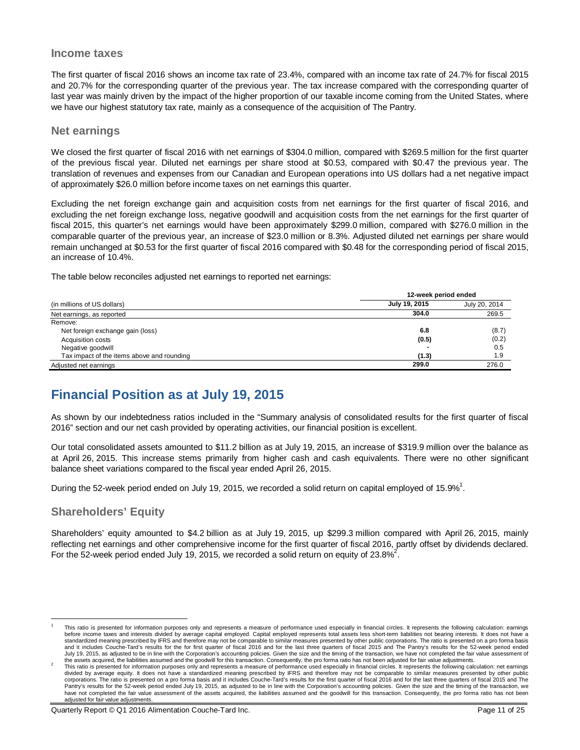### Income taxes

The first quarter of fiscal 2016 shows an income tax rate of 23.4%, compared with an income tax rate of 24.7% for fiscal 2015 and 20.7% for the corresponding quarter of the previous year. The tax increase compared with the corresponding quarter of last year was mainly driven by the impact of the higher proportion of our taxable income coming from the United States, where we have our highest statutory tax rate, mainly as a consequence of the acquisition of The Pantry.

### Net earnings

We closed the first quarter of fiscal 2016 with net earnings of $304.0 million, compared with $269.5 million for the first quarter of the previous fiscal year. Diluted net earnings per share stood at $0.53, compared with $0.47 the previous year. The translation of revenues and expenses from our Canadian and European operations into US dollars had a net negative impact of approximately $26.0 million before income taxes on net earnings this quarter.

Excluding the net foreign exchange gain and acquisition costs from net earnings for the first quarter of fiscal 2016, and excluding the net foreign exchange loss, negative goodwill and acquisition costs from the net earnings for the first quarter of fiscal 2015, this quarter's net earnings would have been approximately $299.0 million, compared with $276.0 million in the comparable quarter of the previous year, an increase of $23.0 million or 8.3%. Adjusted diluted net earnings per share would remain unchanged at $0.53 for the first quarter of fiscal 2016 compared with $0.48 for the corresponding period of fiscal 2015, an increase of 10.4%.

The table below reconciles adjusted net earnings to reported net earnings:

| | 12-week period ended | |
|---|---|---|
| (in millions of US dollars) | **July 19, 2015** | July 20, 2014 |
| Net earnings, as reported | **304.0** | 269.5 |
| Remove: | | |
| Net foreign exchange gain (loss) | **6.8** | (8.7) |
| Acquisition costs | **(0.5)** | (0.2) |
| Negative goodwill | **-** | 0.5 |
| Tax impact of the items above and rounding | **(1.3)** | 1.9 |
| Adjusted net earnings | **299.0** | 276.0 |

## Financial Position as at July 19, 2015

As shown by our indebtedness ratios included in the "Summary analysis of consolidated results for the first quarter of fiscal 2016" section and our net cash provided by operating activities, our financial position is excellent.

Our total consolidated assets amounted to $11.2 billion as at July 19, 2015, an increase of $319.9 million over the balance as at April 26, 2015. This increase stems primarily from higher cash and cash equivalents. There were no other significant balance sheet variations compared to the fiscal year ended April 26, 2015.

During the 52-week period ended on July 19, 2015, we recorded a solid return on capital employed of 15.9%[1].

### Shareholders' Equity

Shareholders' equity amounted to $4.2 billion as at July 19, 2015, up $299.3 million compared with April 26, 2015, mainly reflecting net earnings and other comprehensive income for the first quarter of fiscal 2016, partly offset by dividends declared. For the 52-week period ended July 19, 2015, we recorded a solid return on equity of 23.8%[2].

---

[1] This ratio is presented for information purposes only and represents a measure of performance used especially in financial circles. It represents the following calculation: earnings before income taxes and interests divided by average capital employed. Capital employed represents total assets less short-term liabilities not bearing interests. It does not have a standardized meaning prescribed by IFRS and therefore may not be comparable to similar measures presented by other public corporations. The ratio is presented on a pro forma basis and it includes Couche-Tard's results for the for first quarter of fiscal 2016 and for the last three quarters of fiscal 2015 and The Pantry's results for the 52-week period ended July 19, 2015, as adjusted to be in line with the Corporation's accounting policies. Given the size and the timing of the transaction, we have not completed the fair value assessment of the assets acquired, the liabilities assumed and the goodwill for this transaction. Consequently, the pro forma ratio has not been adjusted for fair value adjustments.

[2] This ratio is presented for information purposes only and represents a measure of performance used especially in financial circles. It represents the following calculation: net earnings divided by average equity. It does not have a standardized meaning prescribed by IFRS and therefore may not be comparable to similar measures presented by other public corporations. The ratio is presented on a pro forma basis and it includes Couche-Tard's results for the first quarter of fiscal 2016 and for the last three quarters of fiscal 2015 and The Pantry's results for the 52-week period ended July 19, 2015, as adjusted to be in line with the Corporation's accounting policies. Given the size and the timing of the transaction, we have not completed the fair value assessment of the assets acquired, the liabilities assumed and the goodwill for this transaction. Consequently, the pro forma ratio has not been adjusted for fair value adjustments.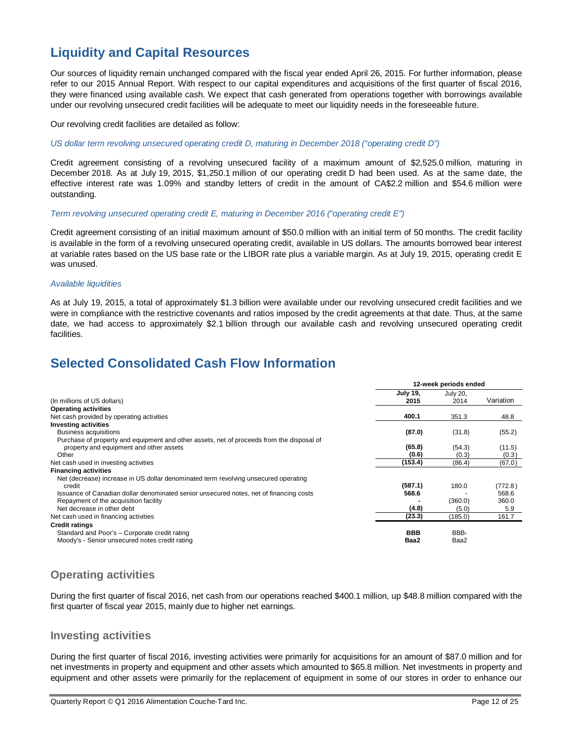# Liquidity and Capital Resources

Our sources of liquidity remain unchanged compared with the fiscal year ended April 26, 2015. For further information, please refer to our 2015 Annual Report. With respect to our capital expenditures and acquisitions of the first quarter of fiscal 2016, they were financed using available cash. We expect that cash generated from operations together with borrowings available under our revolving unsecured credit facilities will be adequate to meet our liquidity needs in the foreseeable future.

Our revolving credit facilities are detailed as follow:

*US dollar term revolving unsecured operating credit D, maturing in December 2018 ("operating credit D")*

Credit agreement consisting of a revolving unsecured facility of a maximum amount of $2,525.0 million, maturing in December 2018. As at July 19, 2015, $1,250.1 million of our operating credit D had been used. As at the same date, the effective interest rate was 1.09% and standby letters of credit in the amount of CA$2.2 million and $54.6 million were outstanding.

*Term revolving unsecured operating credit E, maturing in December 2016 ("operating credit E")*

Credit agreement consisting of an initial maximum amount of $50.0 million with an initial term of 50 months. The credit facility is available in the form of a revolving unsecured operating credit, available in US dollars. The amounts borrowed bear interest at variable rates based on the US base rate or the LIBOR rate plus a variable margin. As at July 19, 2015, operating credit E was unused.

*Available liquidities*

As at July 19, 2015, a total of approximately $1.3 billion were available under our revolving unsecured credit facilities and we were in compliance with the restrictive covenants and ratios imposed by the credit agreements at that date. Thus, at the same date, we had access to approximately $2.1 billion through our available cash and revolving unsecured operating credit facilities.

# Selected Consolidated Cash Flow Information

| | 12-week periods ended | | |
|---|---|---|---|
| (In millions of US dollars) | **July 19, 2015** | July 20, 2014 | Variation |
| **Operating activities** | | | |
| Net cash provided by operating activities | **400.1** | 351.3 | 48.8 |
| **Investing activities** | | | |
| Business acquisitions | **(87.0)** | (31.8) | (55.2) |
| Purchase of property and equipment and other assets, net of proceeds from the disposal of property and equipment and other assets | **(65.8)** | (54.3) | (11.5) |
| Other | **(0.6)** | (0.3) | (0.3) |
| Net cash used in investing activities | **(153.4)** | (86.4) | (67.0) |
| **Financing activities** | | | |
| Net (decrease) increase in US dollar denominated term revolving unsecured operating credit | **(587.1)** | 180.0 | (772.8) |
| Issuance of Canadian dollar denominated senior unsecured notes, net of financing costs | **568.6** | - | 568.6 |
| Repayment of the acquisition facility | **-** | (360.0) | 360.0 |
| Net decrease in other debt | **(4.8)** | (5.0) | 5.9 |
| Net cash used in financing activities | **(23.3)** | (185.0) | 161.7 |
| **Credit ratings** | | | |
| Standard and Poor's – Corporate credit rating | **BBB** | BBB- | |
| Moody's - Senior unsecured notes credit rating | **Baa2** | Baa2 | |

## Operating activities

During the first quarter of fiscal 2016, net cash from our operations reached $400.1 million, up $48.8 million compared with the first quarter of fiscal year 2015, mainly due to higher net earnings.

## Investing activities

During the first quarter of fiscal 2016, investing activities were primarily for acquisitions for an amount of $87.0 million and for net investments in property and equipment and other assets which amounted to $65.8 million. Net investments in property and equipment and other assets were primarily for the replacement of equipment in some of our stores in order to enhance our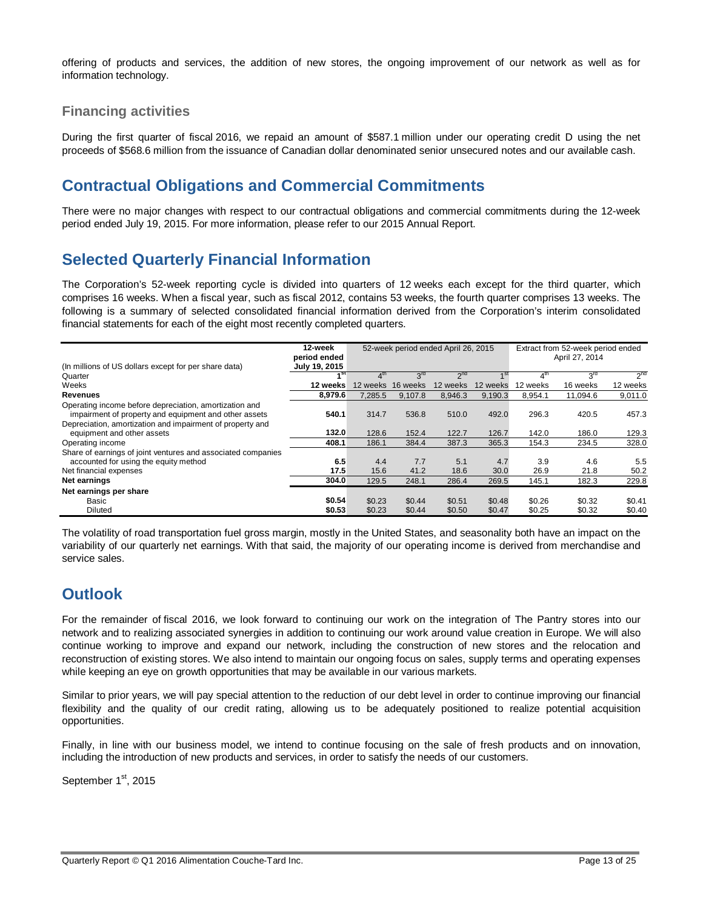offering of products and services, the addition of new stores, the ongoing improvement of our network as well as for information technology.

### Financing activities

During the first quarter of fiscal 2016, we repaid an amount of $587.1 million under our operating credit D using the net proceeds of $568.6 million from the issuance of Canadian dollar denominated senior unsecured notes and our available cash.

## Contractual Obligations and Commercial Commitments

There were no major changes with respect to our contractual obligations and commercial commitments during the 12-week period ended July 19, 2015. For more information, please refer to our 2015 Annual Report.

## Selected Quarterly Financial Information

The Corporation's 52-week reporting cycle is divided into quarters of 12 weeks each except for the third quarter, which comprises 16 weeks. When a fiscal year, such as fiscal 2012, contains 53 weeks, the fourth quarter comprises 13 weeks. The following is a summary of selected consolidated financial information derived from the Corporation's interim consolidated financial statements for each of the eight most recently completed quarters.

| (In millions of US dollars except for per share data) | 12-week period ended July 19, 2015 | 52-week period ended April 26, 2015 | | | | Extract from 52-week period ended April 27, 2014 | | |
|---|---|---|---|---|---|---|---|---|
| Quarter | **1st** | 4th | 3rd | 2nd | 1st | 4th | 3rd | 2nd |
| Weeks | **12 weeks** | 12 weeks | 16 weeks | 12 weeks | 12 weeks | 12 weeks | 16 weeks | 12 weeks |
| **Revenues** | **8,979.6** | 7,285.5 | 9,107.8 | 8,946.3 | 9,190.3 | 8,954.1 | 11,094.6 | 9,011.0 |
| Operating income before depreciation, amortization and impairment of property and equipment and other assets | **540.1** | 314.7 | 536.8 | 510.0 | 492.0 | 296.3 | 420.5 | 457.3 |
| Depreciation, amortization and impairment of property and equipment and other assets | **132.0** | 128.6 | 152.4 | 122.7 | 126.7 | 142.0 | 186.0 | 129.3 |
| Operating income | **408.1** | 186.1 | 384.4 | 387.3 | 365.3 | 154.3 | 234.5 | 328.0 |
| Share of earnings of joint ventures and associated companies accounted for using the equity method | **6.5** | 4.4 | 7.7 | 5.1 | 4.7 | 3.9 | 4.6 | 5.5 |
| Net financial expenses | **17.5** | 15.6 | 41.2 | 18.6 | 30.0 | 26.9 | 21.8 | 50.2 |
| **Net earnings** | **304.0** | 129.5 | 248.1 | 286.4 | 269.5 | 145.1 | 182.3 | 229.8 |
| **Net earnings per share** | | | | | | | | |
| Basic | **$0.54** | $0.23 | $0.44 | $0.51 | $0.48 | $0.26 | $0.32 | $0.41 |
| Diluted | **$0.53** | $0.23 | $0.44 | $0.50 | $0.47 | $0.25 | $0.32 | $0.40 |

The volatility of road transportation fuel gross margin, mostly in the United States, and seasonality both have an impact on the variability of our quarterly net earnings. With that said, the majority of our operating income is derived from merchandise and service sales.

## Outlook

For the remainder of fiscal 2016, we look forward to continuing our work on the integration of The Pantry stores into our network and to realizing associated synergies in addition to continuing our work around value creation in Europe. We will also continue working to improve and expand our network, including the construction of new stores and the relocation and reconstruction of existing stores. We also intend to maintain our ongoing focus on sales, supply terms and operating expenses while keeping an eye on growth opportunities that may be available in our various markets.

Similar to prior years, we will pay special attention to the reduction of our debt level in order to continue improving our financial flexibility and the quality of our credit rating, allowing us to be adequately positioned to realize potential acquisition opportunities.

Finally, in line with our business model, we intend to continue focusing on the sale of fresh products and on innovation, including the introduction of new products and services, in order to satisfy the needs of our customers.

September 1st, 2015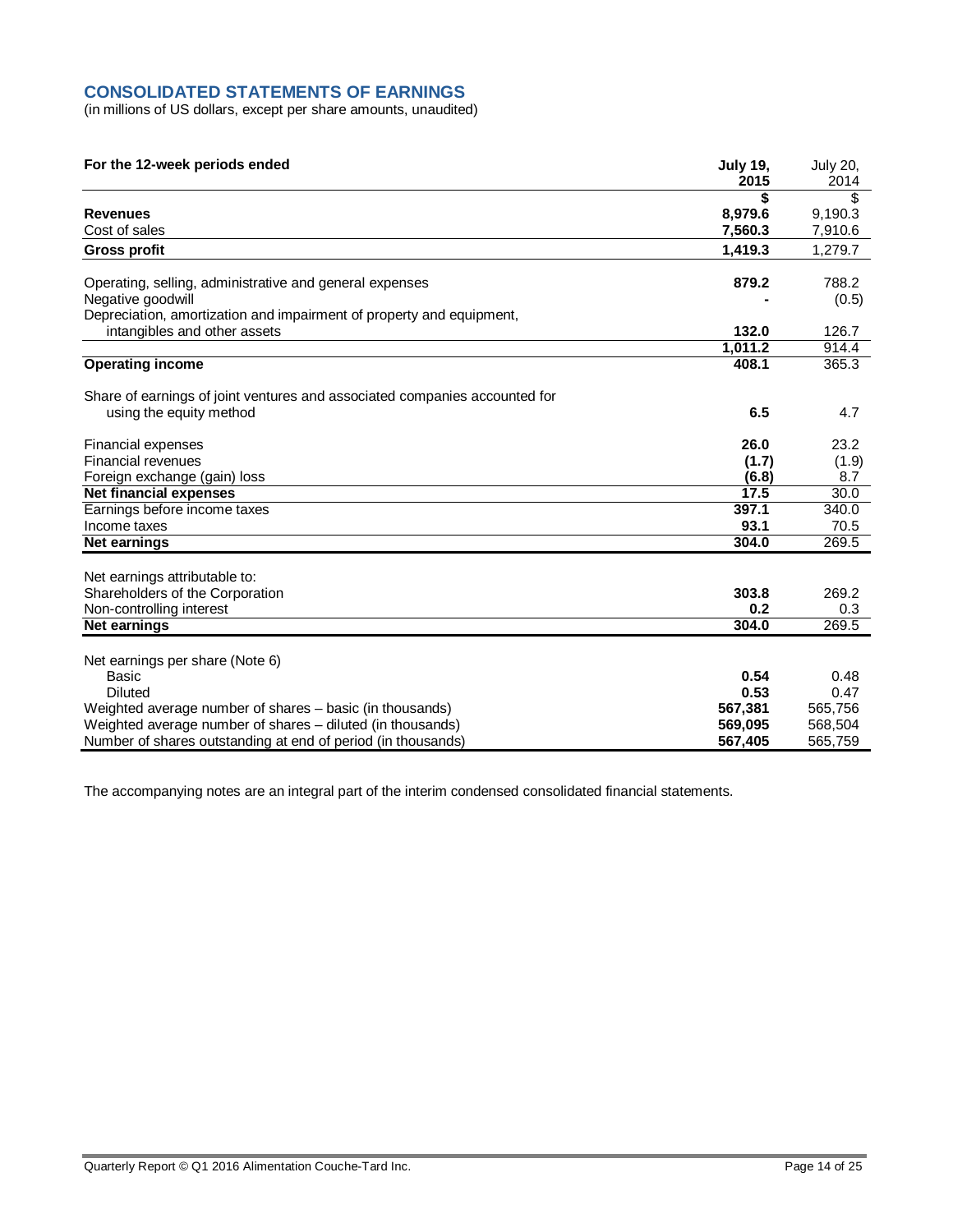## CONSOLIDATED STATEMENTS OF EARNINGS

(in millions of US dollars, except per share amounts, unaudited)

| For the 12-week periods ended | July 19, 2015 | July 20, 2014 |
|---|---|---|
| | **$** | $ |
| **Revenues** | **8,979.6** | 9,190.3 |
| Cost of sales | **7,560.3** | 7,910.6 |
| **Gross profit** | **1,419.3** | 1,279.7 |
| | | |
| Operating, selling, administrative and general expenses | **879.2** | 788.2 |
| Negative goodwill | **-** | (0.5) |
| Depreciation, amortization and impairment of property and equipment, intangibles and other assets | **132.0** | 126.7 |
| | **1,011.2** | 914.4 |
| **Operating income** | **408.1** | 365.3 |
| | | |
| Share of earnings of joint ventures and associated companies accounted for using the equity method | **6.5** | 4.7 |
| | | |
| Financial expenses | **26.0** | 23.2 |
| Financial revenues | **(1.7)** | (1.9) |
| Foreign exchange (gain) loss | **(6.8)** | 8.7 |
| **Net financial expenses** | **17.5** | 30.0 |
| Earnings before income taxes | **397.1** | 340.0 |
| Income taxes | **93.1** | 70.5 |
| **Net earnings** | **304.0** | 269.5 |
| | | |
| Net earnings attributable to: | | |
| Shareholders of the Corporation | **303.8** | 269.2 |
| Non-controlling interest | **0.2** | 0.3 |
| **Net earnings** | **304.0** | 269.5 |
| | | |
| Net earnings per share (Note 6) | | |
| Basic | **0.54** | 0.48 |
| Diluted | **0.53** | 0.47 |
| Weighted average number of shares – basic (in thousands) | **567,381** | 565,756 |
| Weighted average number of shares – diluted (in thousands) | **569,095** | 568,504 |
| Number of shares outstanding at end of period (in thousands) | **567,405** | 565,759 |

The accompanying notes are an integral part of the interim condensed consolidated financial statements.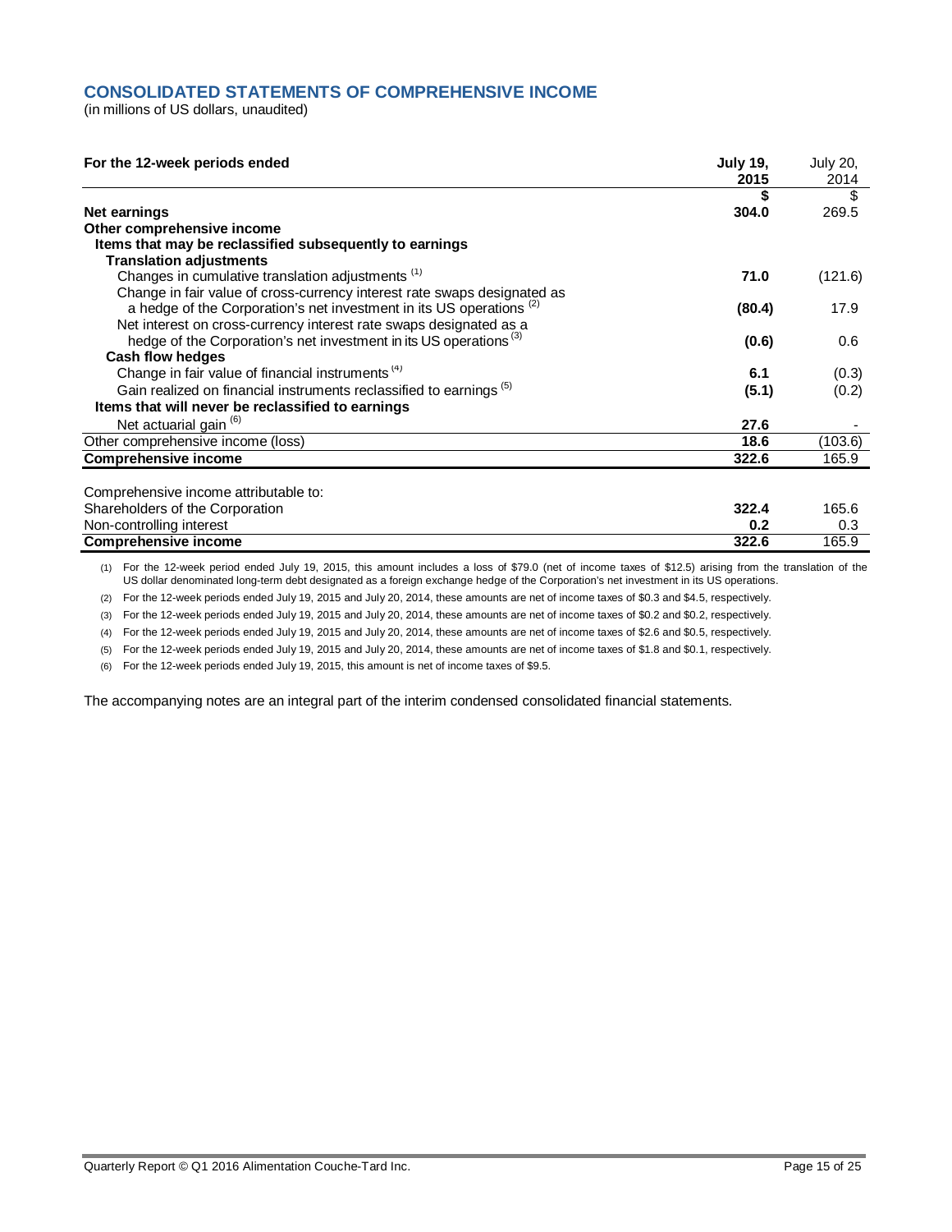## CONSOLIDATED STATEMENTS OF COMPREHENSIVE INCOME

(in millions of US dollars, unaudited)

| For the 12-week periods ended | July 19, 2015 | July 20, 2014 |
|---|---|---|
| | **$** | $ |
| **Net earnings** | **304.0** | 269.5 |
| **Other comprehensive income** | | |
| **Items that may be reclassified subsequently to earnings** | | |
| **Translation adjustments** | | |
| Changes in cumulative translation adjustments [(1)] | **71.0** | (121.6) |
| Change in fair value of cross-currency interest rate swaps designated as a hedge of the Corporation's net investment in its US operations [(2)] | **(80.4)** | 17.9 |
| Net interest on cross-currency interest rate swaps designated as a hedge of the Corporation's net investment in its US operations [(3)] | **(0.6)** | 0.6 |
| **Cash flow hedges** | | |
| Change in fair value of financial instruments [(4)] | **6.1** | (0.3) |
| Gain realized on financial instruments reclassified to earnings [(5)] | **(5.1)** | (0.2) |
| **Items that will never be reclassified to earnings** | | |
| Net actuarial gain [(6)] | **27.6** | - |
| Other comprehensive income (loss) | **18.6** | (103.6) |
| **Comprehensive income** | **322.6** | 165.9 |
| | | |
| Comprehensive income attributable to: | | |
| Shareholders of the Corporation | **322.4** | 165.6 |
| Non-controlling interest | **0.2** | 0.3 |
| **Comprehensive income** | **322.6** | 165.9 |

(1) For the 12-week period ended July 19, 2015, this amount includes a loss of $79.0 (net of income taxes of $12.5) arising from the translation of the US dollar denominated long-term debt designated as a foreign exchange hedge of the Corporation's net investment in its US operations.

(2) For the 12-week periods ended July 19, 2015 and July 20, 2014, these amounts are net of income taxes of $0.3 and $4.5, respectively.

(3) For the 12-week periods ended July 19, 2015 and July 20, 2014, these amounts are net of income taxes of $0.2 and $0.2, respectively.

(4) For the 12-week periods ended July 19, 2015 and July 20, 2014, these amounts are net of income taxes of $2.6 and $0.5, respectively.

(5) For the 12-week periods ended July 19, 2015 and July 20, 2014, these amounts are net of income taxes of $1.8 and $0.1, respectively.

(6) For the 12-week periods ended July 19, 2015, this amount is net of income taxes of $9.5.

The accompanying notes are an integral part of the interim condensed consolidated financial statements.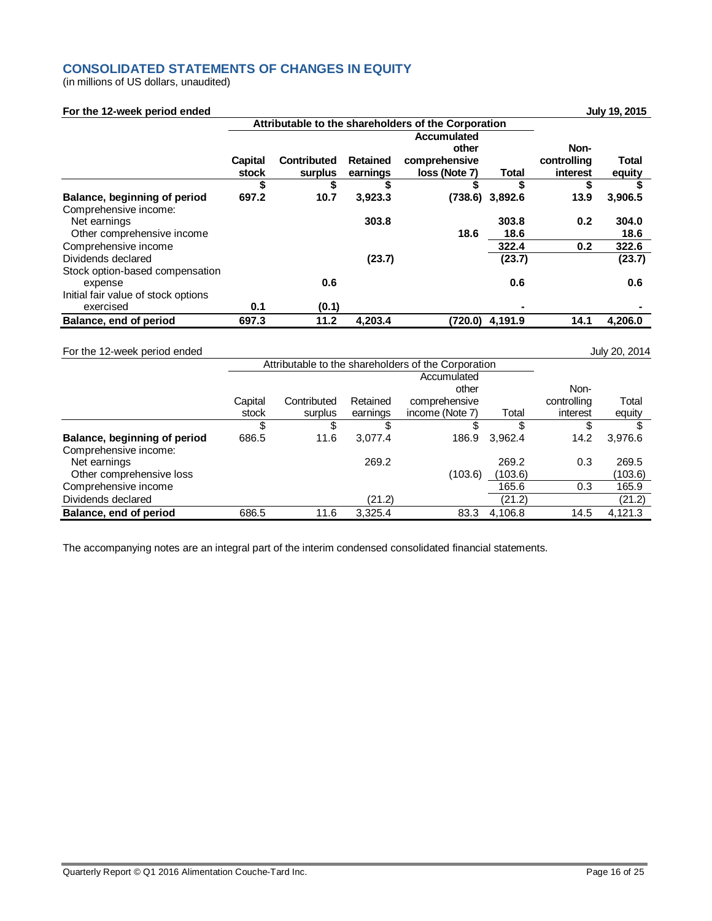## CONSOLIDATED STATEMENTS OF CHANGES IN EQUITY

(in millions of US dollars, unaudited)

**For the 12-week period ended July 19, 2015**

| | Attributable to the shareholders of the Corporation | | | | | | |
|---|---|---|---|---|---|---|---|
| | **Capital stock** | **Contributed surplus** | **Retained earnings** | **Accumulated other comprehensive loss (Note 7)** | **Total** | **Non-controlling interest** | **Total equity** |
| | **$** | **$** | **$** | **$** | **$** | **$** | **$** |
| **Balance, beginning of period** | **697.2** | **10.7** | **3,923.3** | **(738.6)** | **3,892.6** | **13.9** | **3,906.5** |
| Comprehensive income: | | | | | | | |
| Net earnings | | | **303.8** | | **303.8** | **0.2** | **304.0** |
| Other comprehensive income | | | | **18.6** | **18.6** | | **18.6** |
| Comprehensive income | | | | | **322.4** | **0.2** | **322.6** |
| Dividends declared | | | **(23.7)** | | **(23.7)** | | **(23.7)** |
| Stock option-based compensation expense | | **0.6** | | | **0.6** | | **0.6** |
| Initial fair value of stock options exercised | **0.1** | **(0.1)** | | | **-** | | **-** |
| **Balance, end of period** | **697.3** | **11.2** | **4,203.4** | **(720.0)** | **4,191.9** | **14.1** | **4,206.0** |

For the 12-week period ended July 20, 2014

| | Attributable to the shareholders of the Corporation | | | | | | |
|---|---|---|---|---|---|---|---|
| | Capital stock | Contributed surplus | Retained earnings | Accumulated other comprehensive income (Note 7) | Total | Non-controlling interest | Total equity |
| | $ | $ | $ | $ | $ | $ | $ |
| **Balance, beginning of period** | 686.5 | 11.6 | 3,077.4 | 186.9 | 3,962.4 | 14.2 | 3,976.6 |
| Comprehensive income: | | | | | | | |
| Net earnings | | | 269.2 | | 269.2 | 0.3 | 269.5 |
| Other comprehensive loss | | | | (103.6) | (103.6) | | (103.6) |
| Comprehensive income | | | | | 165.6 | 0.3 | 165.9 |
| Dividends declared | | | (21.2) | | (21.2) | | (21.2) |
| **Balance, end of period** | 686.5 | 11.6 | 3,325.4 | 83.3 | 4,106.8 | 14.5 | 4,121.3 |

The accompanying notes are an integral part of the interim condensed consolidated financial statements.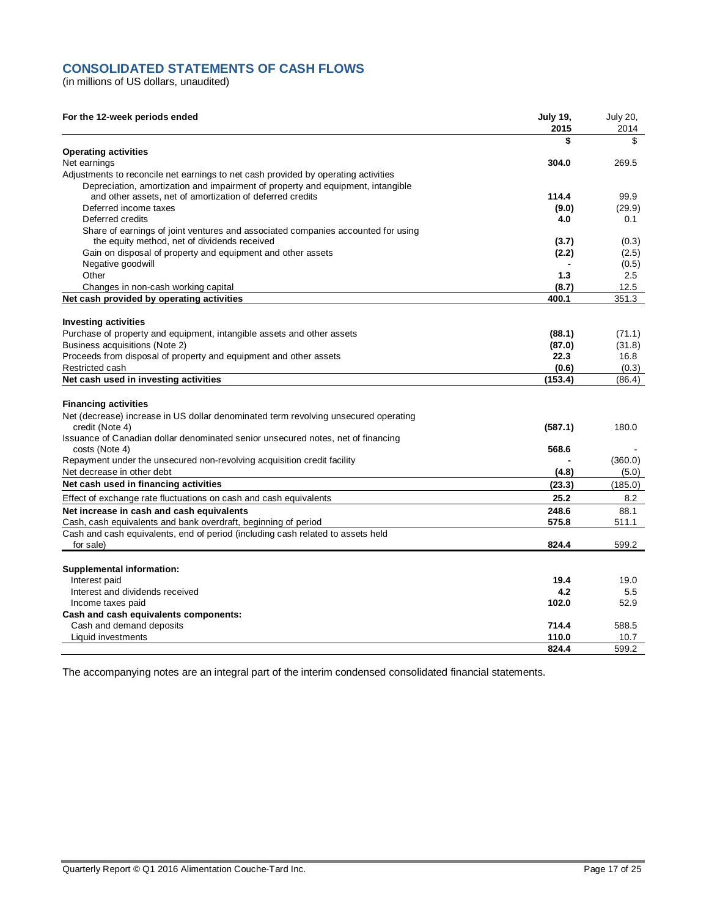## CONSOLIDATED STATEMENTS OF CASH FLOWS

(in millions of US dollars, unaudited)

| For the 12-week periods ended | July 19, 2015 | July 20, 2014 |
|---|---|---|
| | **$** | $ |
| **Operating activities** | | |
| Net earnings | **304.0** | 269.5 |
| Adjustments to reconcile net earnings to net cash provided by operating activities | | |
| Depreciation, amortization and impairment of property and equipment, intangible and other assets, net of amortization of deferred credits | **114.4** | 99.9 |
| Deferred income taxes | **(9.0)** | (29.9) |
| Deferred credits | **4.0** | 0.1 |
| Share of earnings of joint ventures and associated companies accounted for using the equity method, net of dividends received | **(3.7)** | (0.3) |
| Gain on disposal of property and equipment and other assets | **(2.2)** | (2.5) |
| Negative goodwill | **-** | (0.5) |
| Other | **1.3** | 2.5 |
| Changes in non-cash working capital | **(8.7)** | 12.5 |
| **Net cash provided by operating activities** | **400.1** | 351.3 |
| **Investing activities** | | |
| Purchase of property and equipment, intangible assets and other assets | **(88.1)** | (71.1) |
| Business acquisitions (Note 2) | **(87.0)** | (31.8) |
| Proceeds from disposal of property and equipment and other assets | **22.3** | 16.8 |
| Restricted cash | **(0.6)** | (0.3) |
| **Net cash used in investing activities** | **(153.4)** | (86.4) |
| **Financing activities** | | |
| Net (decrease) increase in US dollar denominated term revolving unsecured operating credit (Note 4) | **(587.1)** | 180.0 |
| Issuance of Canadian dollar denominated senior unsecured notes, net of financing costs (Note 4) | **568.6** | - |
| Repayment under the unsecured non-revolving acquisition credit facility | **-** | (360.0) |
| Net decrease in other debt | **(4.8)** | (5.0) |
| **Net cash used in financing activities** | **(23.3)** | (185.0) |
| Effect of exchange rate fluctuations on cash and cash equivalents | **25.2** | 8.2 |
| **Net increase in cash and cash equivalents** | **248.6** | 88.1 |
| Cash, cash equivalents and bank overdraft, beginning of period | **575.8** | 511.1 |
| Cash and cash equivalents, end of period (including cash related to assets held for sale) | **824.4** | 599.2 |
| **Supplemental information:** | | |
| Interest paid | **19.4** | 19.0 |
| Interest and dividends received | **4.2** | 5.5 |
| Income taxes paid | **102.0** | 52.9 |
| **Cash and cash equivalents components:** | | |
| Cash and demand deposits | **714.4** | 588.5 |
| Liquid investments | **110.0** | 10.7 |
| | **824.4** | 599.2 |

The accompanying notes are an integral part of the interim condensed consolidated financial statements.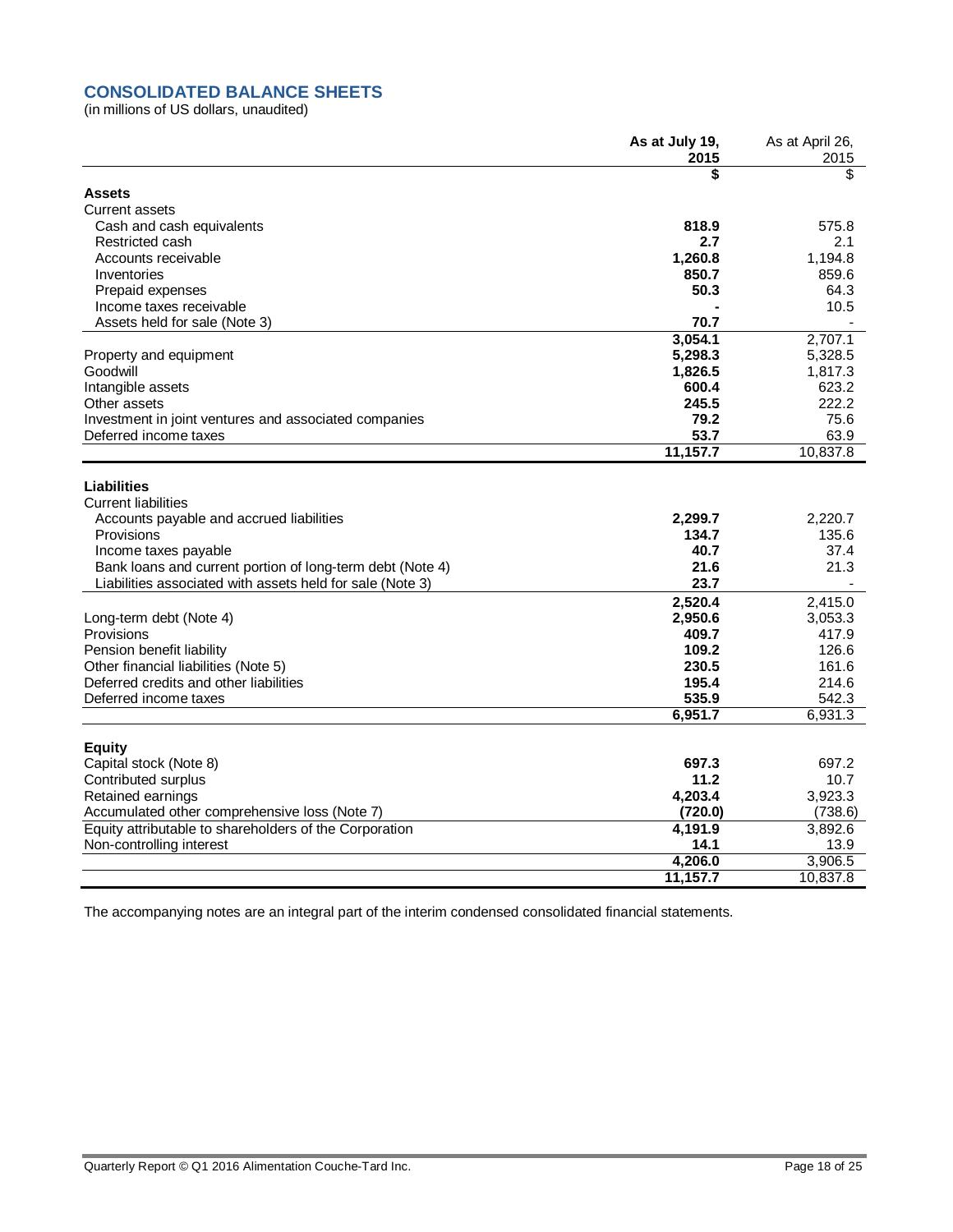## CONSOLIDATED BALANCE SHEETS

(in millions of US dollars, unaudited)

| | As at July 19, 2015 | As at April 26, 2015 |
|---|---|---|
| | $ | $ |
| **Assets** | | |
| Current assets | | |
| Cash and cash equivalents | **818.9** | 575.8 |
| Restricted cash | **2.7** | 2.1 |
| Accounts receivable | **1,260.8** | 1,194.8 |
| Inventories | **850.7** | 859.6 |
| Prepaid expenses | **50.3** | 64.3 |
| Income taxes receivable | **-** | 10.5 |
| Assets held for sale (Note 3) | **70.7** | - |
| | **3,054.1** | 2,707.1 |
| Property and equipment | **5,298.3** | 5,328.5 |
| Goodwill | **1,826.5** | 1,817.3 |
| Intangible assets | **600.4** | 623.2 |
| Other assets | **245.5** | 222.2 |
| Investment in joint ventures and associated companies | **79.2** | 75.6 |
| Deferred income taxes | **53.7** | 63.9 |
| | **11,157.7** | 10,837.8 |
| **Liabilities** | | |
| Current liabilities | | |
| Accounts payable and accrued liabilities | **2,299.7** | 2,220.7 |
| Provisions | **134.7** | 135.6 |
| Income taxes payable | **40.7** | 37.4 |
| Bank loans and current portion of long-term debt (Note 4) | **21.6** | 21.3 |
| Liabilities associated with assets held for sale (Note 3) | **23.7** | - |
| | **2,520.4** | 2,415.0 |
| Long-term debt (Note 4) | **2,950.6** | 3,053.3 |
| Provisions | **409.7** | 417.9 |
| Pension benefit liability | **109.2** | 126.6 |
| Other financial liabilities (Note 5) | **230.5** | 161.6 |
| Deferred credits and other liabilities | **195.4** | 214.6 |
| Deferred income taxes | **535.9** | 542.3 |
| | **6,951.7** | 6,931.3 |
| **Equity** | | |
| Capital stock (Note 8) | **697.3** | 697.2 |
| Contributed surplus | **11.2** | 10.7 |
| Retained earnings | **4,203.4** | 3,923.3 |
| Accumulated other comprehensive loss (Note 7) | **(720.0)** | (738.6) |
| Equity attributable to shareholders of the Corporation | **4,191.9** | 3,892.6 |
| Non-controlling interest | **14.1** | 13.9 |
| | **4,206.0** | 3,906.5 |
| | **11,157.7** | 10,837.8 |

The accompanying notes are an integral part of the interim condensed consolidated financial statements.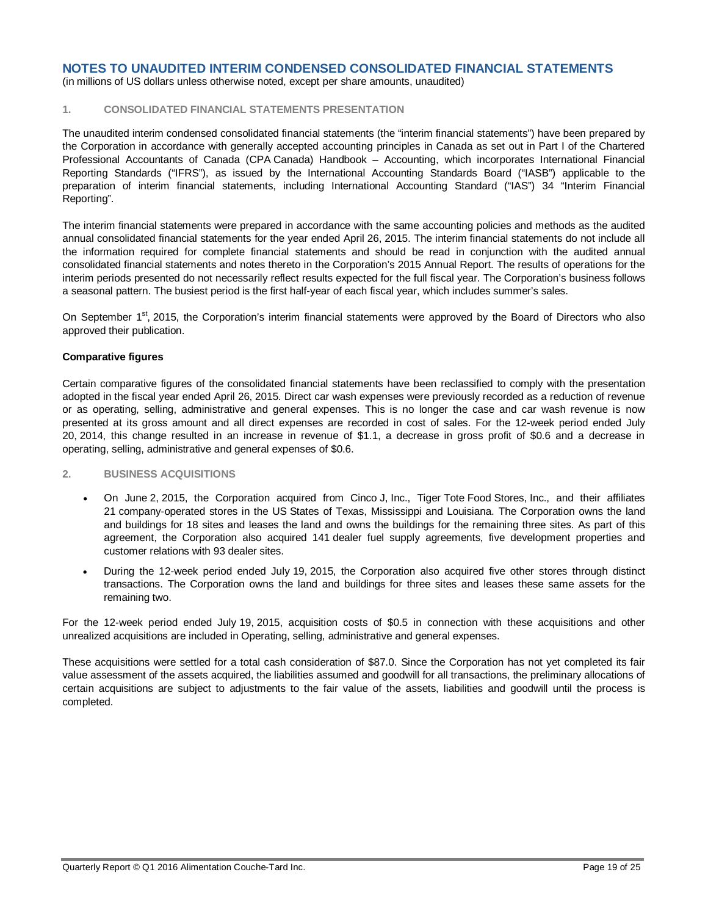## NOTES TO UNAUDITED INTERIM CONDENSED CONSOLIDATED FINANCIAL STATEMENTS

(in millions of US dollars unless otherwise noted, except per share amounts, unaudited)

### 1. CONSOLIDATED FINANCIAL STATEMENTS PRESENTATION

The unaudited interim condensed consolidated financial statements (the "interim financial statements") have been prepared by the Corporation in accordance with generally accepted accounting principles in Canada as set out in Part I of the Chartered Professional Accountants of Canada (CPA Canada) Handbook – Accounting, which incorporates International Financial Reporting Standards ("IFRS"), as issued by the International Accounting Standards Board ("IASB") applicable to the preparation of interim financial statements, including International Accounting Standard ("IAS") 34 "Interim Financial Reporting".

The interim financial statements were prepared in accordance with the same accounting policies and methods as the audited annual consolidated financial statements for the year ended April 26, 2015. The interim financial statements do not include all the information required for complete financial statements and should be read in conjunction with the audited annual consolidated financial statements and notes thereto in the Corporation's 2015 Annual Report. The results of operations for the interim periods presented do not necessarily reflect results expected for the full fiscal year. The Corporation's business follows a seasonal pattern. The busiest period is the first half-year of each fiscal year, which includes summer's sales.

On September 1st, 2015, the Corporation's interim financial statements were approved by the Board of Directors who also approved their publication.

**Comparative figures**

Certain comparative figures of the consolidated financial statements have been reclassified to comply with the presentation adopted in the fiscal year ended April 26, 2015. Direct car wash expenses were previously recorded as a reduction of revenue or as operating, selling, administrative and general expenses. This is no longer the case and car wash revenue is now presented at its gross amount and all direct expenses are recorded in cost of sales. For the 12-week period ended July 20, 2014, this change resulted in an increase in revenue of $1.1, a decrease in gross profit of $0.6 and a decrease in operating, selling, administrative and general expenses of $0.6.

### 2. BUSINESS ACQUISITIONS

- On June 2, 2015, the Corporation acquired from Cinco J, Inc., Tiger Tote Food Stores, Inc., and their affiliates 21 company-operated stores in the US States of Texas, Mississippi and Louisiana. The Corporation owns the land and buildings for 18 sites and leases the land and owns the buildings for the remaining three sites. As part of this agreement, the Corporation also acquired 141 dealer fuel supply agreements, five development properties and customer relations with 93 dealer sites.
- During the 12-week period ended July 19, 2015, the Corporation also acquired five other stores through distinct transactions. The Corporation owns the land and buildings for three sites and leases these same assets for the remaining two.

For the 12-week period ended July 19, 2015, acquisition costs of $0.5 in connection with these acquisitions and other unrealized acquisitions are included in Operating, selling, administrative and general expenses.

These acquisitions were settled for a total cash consideration of $87.0. Since the Corporation has not yet completed its fair value assessment of the assets acquired, the liabilities assumed and goodwill for all transactions, the preliminary allocations of certain acquisitions are subject to adjustments to the fair value of the assets, liabilities and goodwill until the process is completed.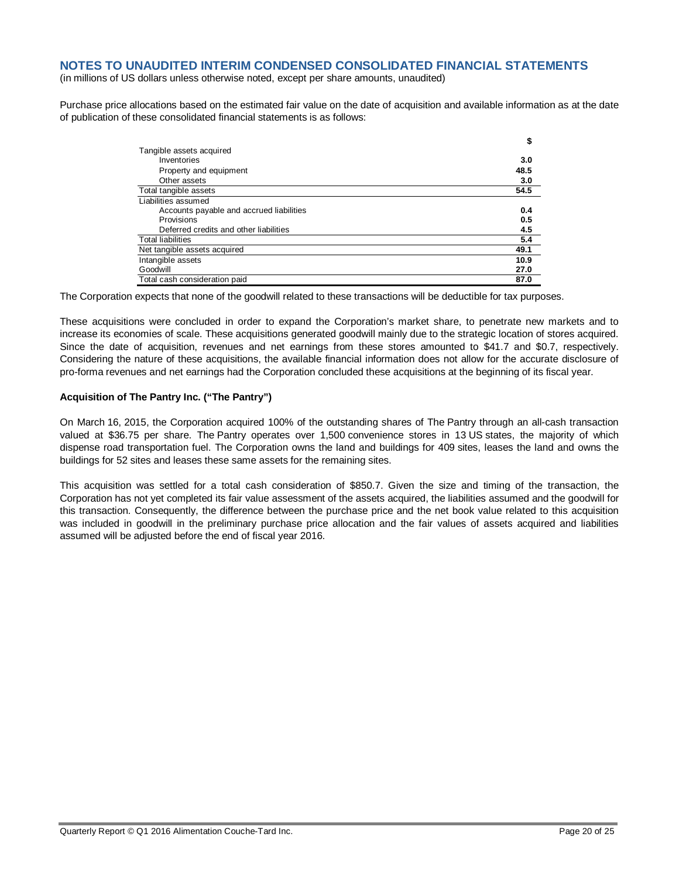## NOTES TO UNAUDITED INTERIM CONDENSED CONSOLIDATED FINANCIAL STATEMENTS

(in millions of US dollars unless otherwise noted, except per share amounts, unaudited)

Purchase price allocations based on the estimated fair value on the date of acquisition and available information as at the date of publication of these consolidated financial statements is as follows:

| | $ |
|---|---|
| Tangible assets acquired | |
| Inventories | 3.0 |
| Property and equipment | 48.5 |
| Other assets | 3.0 |
| Total tangible assets | 54.5 |
| Liabilities assumed | |
| Accounts payable and accrued liabilities | 0.4 |
| Provisions | 0.5 |
| Deferred credits and other liabilities | 4.5 |
| Total liabilities | 5.4 |
| Net tangible assets acquired | 49.1 |
| Intangible assets | 10.9 |
| Goodwill | 27.0 |
| Total cash consideration paid | 87.0 |

The Corporation expects that none of the goodwill related to these transactions will be deductible for tax purposes.

These acquisitions were concluded in order to expand the Corporation's market share, to penetrate new markets and to increase its economies of scale. These acquisitions generated goodwill mainly due to the strategic location of stores acquired. Since the date of acquisition, revenues and net earnings from these stores amounted to $41.7 and $0.7, respectively. Considering the nature of these acquisitions, the available financial information does not allow for the accurate disclosure of pro-forma revenues and net earnings had the Corporation concluded these acquisitions at the beginning of its fiscal year.

**Acquisition of The Pantry Inc. ("The Pantry")**

On March 16, 2015, the Corporation acquired 100% of the outstanding shares of The Pantry through an all-cash transaction valued at $36.75 per share. The Pantry operates over 1,500 convenience stores in 13 US states, the majority of which dispense road transportation fuel. The Corporation owns the land and buildings for 409 sites, leases the land and owns the buildings for 52 sites and leases these same assets for the remaining sites.

This acquisition was settled for a total cash consideration of $850.7. Given the size and timing of the transaction, the Corporation has not yet completed its fair value assessment of the assets acquired, the liabilities assumed and the goodwill for this transaction. Consequently, the difference between the purchase price and the net book value related to this acquisition was included in goodwill in the preliminary purchase price allocation and the fair values of assets acquired and liabilities assumed will be adjusted before the end of fiscal year 2016.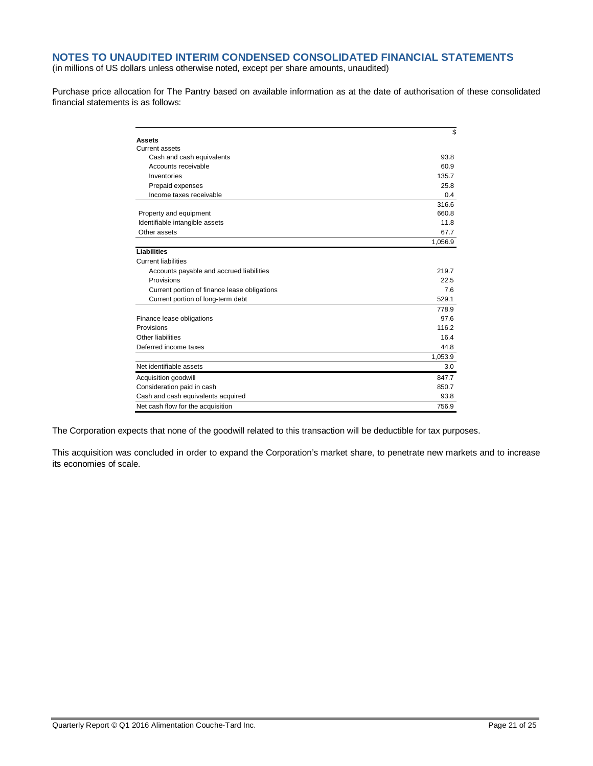## NOTES TO UNAUDITED INTERIM CONDENSED CONSOLIDATED FINANCIAL STATEMENTS

(in millions of US dollars unless otherwise noted, except per share amounts, unaudited)

Purchase price allocation for The Pantry based on available information as at the date of authorisation of these consolidated financial statements is as follows:

| | $ |
|---|---|
| **Assets** | |
| Current assets | |
| Cash and cash equivalents | 93.8 |
| Accounts receivable | 60.9 |
| Inventories | 135.7 |
| Prepaid expenses | 25.8 |
| Income taxes receivable | 0.4 |
| | 316.6 |
| Property and equipment | 660.8 |
| Identifiable intangible assets | 11.8 |
| Other assets | 67.7 |
| | 1,056.9 |
| **Liabilities** | |
| Current liabilities | |
| Accounts payable and accrued liabilities | 219.7 |
| Provisions | 22.5 |
| Current portion of finance lease obligations | 7.6 |
| Current portion of long-term debt | 529.1 |
| | 778.9 |
| Finance lease obligations | 97.6 |
| Provisions | 116.2 |
| Other liabilities | 16.4 |
| Deferred income taxes | 44.8 |
| | 1,053.9 |
| Net identifiable assets | 3.0 |
| Acquisition goodwill | 847.7 |
| Consideration paid in cash | 850.7 |
| Cash and cash equivalents acquired | 93.8 |
| Net cash flow for the acquisition | 756.9 |

The Corporation expects that none of the goodwill related to this transaction will be deductible for tax purposes.

This acquisition was concluded in order to expand the Corporation's market share, to penetrate new markets and to increase its economies of scale.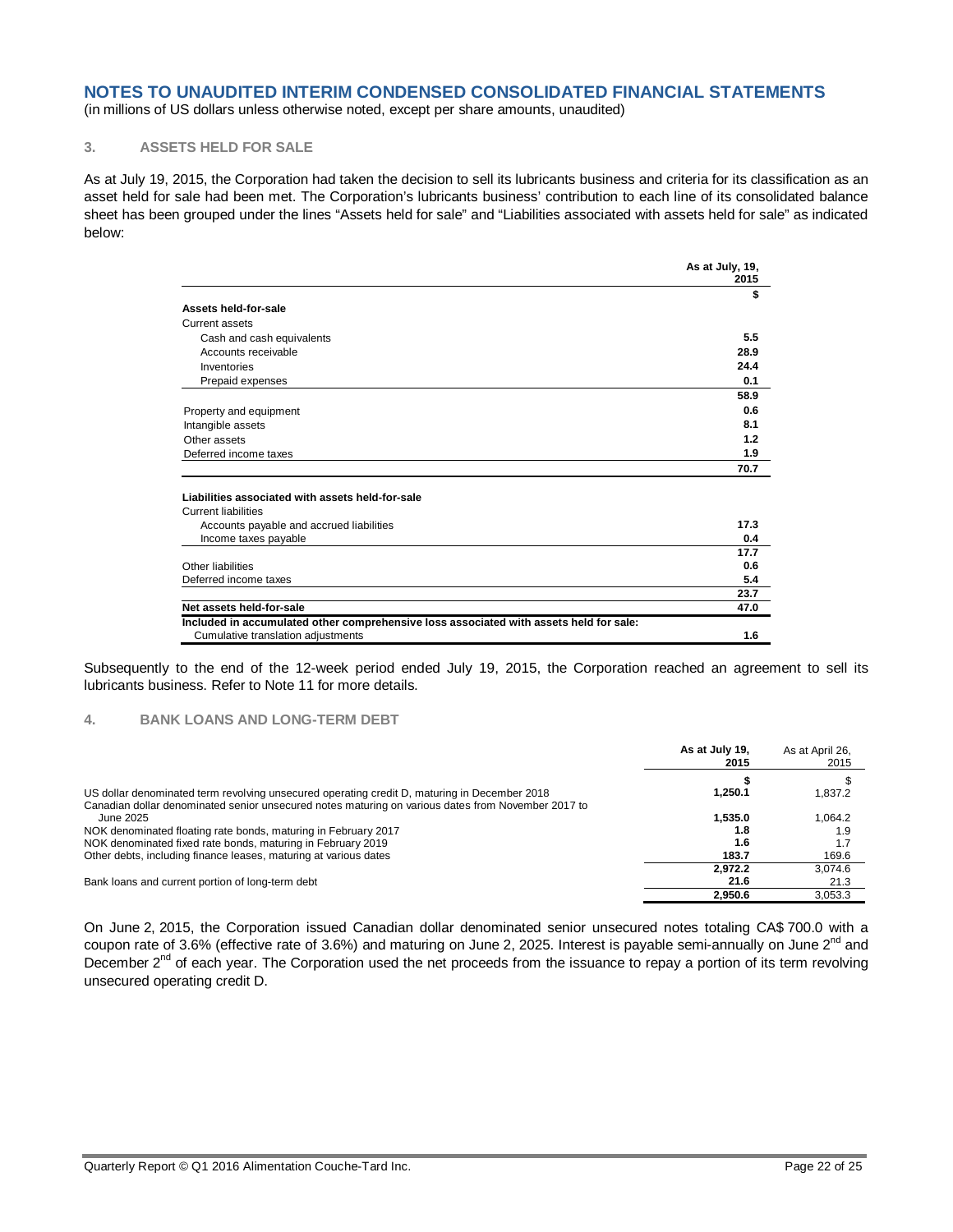# NOTES TO UNAUDITED INTERIM CONDENSED CONSOLIDATED FINANCIAL STATEMENTS

(in millions of US dollars unless otherwise noted, except per share amounts, unaudited)

## 3. ASSETS HELD FOR SALE

As at July 19, 2015, the Corporation had taken the decision to sell its lubricants business and criteria for its classification as an asset held for sale had been met. The Corporation's lubricants business' contribution to each line of its consolidated balance sheet has been grouped under the lines "Assets held for sale" and "Liabilities associated with assets held for sale" as indicated below:

| | As at July, 19, 2015 |
|---|---|
| | **$** |
| **Assets held-for-sale** | |
| Current assets | |
| Cash and cash equivalents | **5.5** |
| Accounts receivable | **28.9** |
| Inventories | **24.4** |
| Prepaid expenses | **0.1** |
| | **58.9** |
| Property and equipment | **0.6** |
| Intangible assets | **8.1** |
| Other assets | **1.2** |
| Deferred income taxes | **1.9** |
| | **70.7** |
| **Liabilities associated with assets held-for-sale** | |
| Current liabilities | |
| Accounts payable and accrued liabilities | **17.3** |
| Income taxes payable | **0.4** |
| | **17.7** |
| Other liabilities | **0.6** |
| Deferred income taxes | **5.4** |
| | **23.7** |
| **Net assets held-for-sale** | **47.0** |
| **Included in accumulated other comprehensive loss associated with assets held for sale:** | |
| Cumulative translation adjustments | **1.6** |

Subsequently to the end of the 12-week period ended July 19, 2015, the Corporation reached an agreement to sell its lubricants business. Refer to Note 11 for more details.

## 4. BANK LOANS AND LONG-TERM DEBT

| | As at July 19, 2015 | As at April 26, 2015 |
|---|---|---|
| | **$** | $ |
| US dollar denominated term revolving unsecured operating credit D, maturing in December 2018 | **1,250.1** | 1,837.2 |
| Canadian dollar denominated senior unsecured notes maturing on various dates from November 2017 to June 2025 | **1,535.0** | 1,064.2 |
| NOK denominated floating rate bonds, maturing in February 2017 | **1.8** | 1.9 |
| NOK denominated fixed rate bonds, maturing in February 2019 | **1.6** | 1.7 |
| Other debts, including finance leases, maturing at various dates | **183.7** | 169.6 |
| | **2,972.2** | 3,074.6 |
| Bank loans and current portion of long-term debt | **21.6** | 21.3 |
| | **2,950.6** | 3,053.3 |

On June 2, 2015, the Corporation issued Canadian dollar denominated senior unsecured notes totaling CA$ 700.0 with a coupon rate of 3.6% (effective rate of 3.6%) and maturing on June 2, 2025. Interest is payable semi-annually on June 2nd and December 2nd of each year. The Corporation used the net proceeds from the issuance to repay a portion of its term revolving unsecured operating credit D.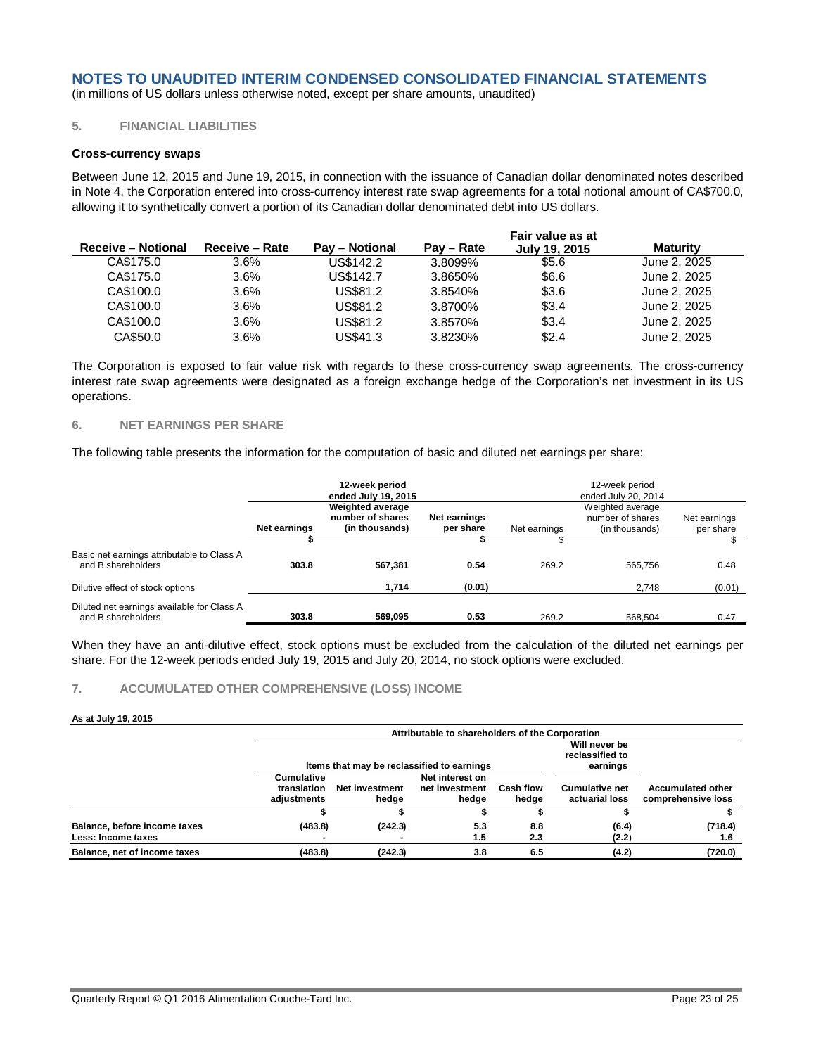# NOTES TO UNAUDITED INTERIM CONDENSED CONSOLIDATED FINANCIAL STATEMENTS

(in millions of US dollars unless otherwise noted, except per share amounts, unaudited)

## 5. FINANCIAL LIABILITIES

### Cross-currency swaps

Between June 12, 2015 and June 19, 2015, in connection with the issuance of Canadian dollar denominated notes described in Note 4, the Corporation entered into cross-currency interest rate swap agreements for a total notional amount of CA$700.0, allowing it to synthetically convert a portion of its Canadian dollar denominated debt into US dollars.

| Receive – Notional | Receive – Rate | Pay – Notional | Pay – Rate | Fair value as at July 19, 2015 | Maturity |
|---|---|---|---|---|---|
| CA$175.0 | 3.6% | US$142.2 | 3.8099% | $5.6 | June 2, 2025 |
| CA$175.0 | 3.6% | US$142.7 | 3.8650% | $6.6 | June 2, 2025 |
| CA$100.0 | 3.6% | US$81.2 | 3.8540% | $3.6 | June 2, 2025 |
| CA$100.0 | 3.6% | US$81.2 | 3.8700% | $3.4 | June 2, 2025 |
| CA$100.0 | 3.6% | US$81.2 | 3.8570% | $3.4 | June 2, 2025 |
| CA$50.0 | 3.6% | US$41.3 | 3.8230% | $2.4 | June 2, 2025 |

The Corporation is exposed to fair value risk with regards to these cross-currency swap agreements. The cross-currency interest rate swap agreements were designated as a foreign exchange hedge of the Corporation's net investment in its US operations.

## 6. NET EARNINGS PER SHARE

The following table presents the information for the computation of basic and diluted net earnings per share:

| | 12-week period ended July 19, 2015 | | | 12-week period ended July 20, 2014 | | |
|---|---|---|---|---|---|---|
| | Net earnings | Weighted average number of shares (in thousands) | Net earnings per share | Net earnings | Weighted average number of shares (in thousands) | Net earnings per share |
| | $ | | $ | $ | | $ |
| Basic net earnings attributable to Class A and B shareholders | 303.8 | 567,381 | 0.54 | 269.2 | 565,756 | 0.48 |
| Dilutive effect of stock options | | 1,714 | (0.01) | | 2,748 | (0.01) |
| Diluted net earnings available for Class A and B shareholders | 303.8 | 569,095 | 0.53 | 269.2 | 568,504 | 0.47 |

When they have an anti-dilutive effect, stock options must be excluded from the calculation of the diluted net earnings per share. For the 12-week periods ended July 19, 2015 and July 20, 2014, no stock options were excluded.

## 7. ACCUMULATED OTHER COMPREHENSIVE (LOSS) INCOME

**As at July 19, 2015**

| | Attributable to shareholders of the Corporation | | | | | |
|---|---|---|---|---|---|---|
| | Items that may be reclassified to earnings | | | | Will never be reclassified to earnings | |
| | Cumulative translation adjustments | Net investment hedge | Net interest on net investment hedge | Cash flow hedge | Cumulative net actuarial loss | Accumulated other comprehensive loss |
| | $ | $ | $ | $ | $ | $ |
| **Balance, before income taxes** | (483.8) | (242.3) | 5.3 | 8.8 | (6.4) | (718.4) |
| **Less: Income taxes** | - | - | 1.5 | 2.3 | (2.2) | 1.6 |
| **Balance, net of income taxes** | (483.8) | (242.3) | 3.8 | 6.5 | (4.2) | (720.0) |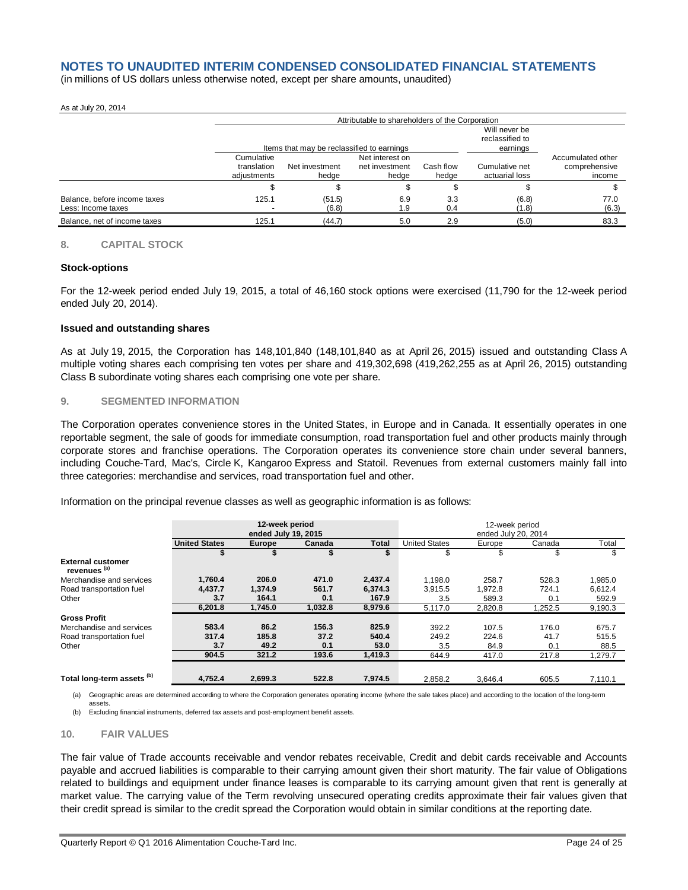# NOTES TO UNAUDITED INTERIM CONDENSED CONSOLIDATED FINANCIAL STATEMENTS

(in millions of US dollars unless otherwise noted, except per share amounts, unaudited)

As at July 20, 2014

| | Attributable to shareholders of the Corporation | | | | | |
|---|---|---|---|---|---|---|
| | Items that may be reclassified to earnings | | | | Will never be reclassified to earnings | |
| | Cumulative translation adjustments | Net investment hedge | Net interest on net investment hedge | Cash flow hedge | Cumulative net actuarial loss | Accumulated other comprehensive income |
| | $ | $ | $ | $ | $ | $ |
| Balance, before income taxes | 125.1 | (51.5) | 6.9 | 3.3 | (6.8) | 77.0 |
| Less: Income taxes | - | (6.8) | 1.9 | 0.4 | (1.8) | (6.3) |
| Balance, net of income taxes | 125.1 | (44.7) | 5.0 | 2.9 | (5.0) | 83.3 |

## 8. CAPITAL STOCK

### Stock-options

For the 12-week period ended July 19, 2015, a total of 46,160 stock options were exercised (11,790 for the 12-week period ended July 20, 2014).

### Issued and outstanding shares

As at July 19, 2015, the Corporation has 148,101,840 (148,101,840 as at April 26, 2015) issued and outstanding Class A multiple voting shares each comprising ten votes per share and 419,302,698 (419,262,255 as at April 26, 2015) outstanding Class B subordinate voting shares each comprising one vote per share.

## 9. SEGMENTED INFORMATION

The Corporation operates convenience stores in the United States, in Europe and in Canada. It essentially operates in one reportable segment, the sale of goods for immediate consumption, road transportation fuel and other products mainly through corporate stores and franchise operations. The Corporation operates its convenience store chain under several banners, including Couche-Tard, Mac's, Circle K, Kangaroo Express and Statoil. Revenues from external customers mainly fall into three categories: merchandise and services, road transportation fuel and other.

Information on the principal revenue classes as well as geographic information is as follows:

| | 12-week period ended July 19, 2015 | | | | 12-week period ended July 20, 2014 | | | |
|---|---|---|---|---|---|---|---|---|
| | **United States** | **Europe** | **Canada** | **Total** | United States | Europe | Canada | Total |
| | **$** | **$** | **$** | **$** | $ | $ | $ | $ |
| **External customer revenues [(a)]** | | | | | | | | |
| Merchandise and services | **1,760.4** | **206.0** | **471.0** | **2,437.4** | 1,198.0 | 258.7 | 528.3 | 1,985.0 |
| Road transportation fuel | **4,437.7** | **1,374.9** | **561.7** | **6,374.3** | 3,915.5 | 1,972.8 | 724.1 | 6,612.4 |
| Other | **3.7** | **164.1** | **0.1** | **167.9** | 3.5 | 589.3 | 0.1 | 592.9 |
| | **6,201.8** | **1,745.0** | **1,032.8** | **8,979.6** | 5,117.0 | 2,820.8 | 1,252.5 | 9,190.3 |
| **Gross Profit** | | | | | | | | |
| Merchandise and services | **583.4** | **86.2** | **156.3** | **825.9** | 392.2 | 107.5 | 176.0 | 675.7 |
| Road transportation fuel | **317.4** | **185.8** | **37.2** | **540.4** | 249.2 | 224.6 | 41.7 | 515.5 |
| Other | **3.7** | **49.2** | **0.1** | **53.0** | 3.5 | 84.9 | 0.1 | 88.5 |
| | **904.5** | **321.2** | **193.6** | **1,419.3** | 644.9 | 417.0 | 217.8 | 1,279.7 |
| **Total long-term assets [(b)]** | **4,752.4** | **2,699.3** | **522.8** | **7,974.5** | 2,858.2 | 3,646.4 | 605.5 | 7,110.1 |

(a) Geographic areas are determined according to where the Corporation generates operating income (where the sale takes place) and according to the location of the long-term assets.

(b) Excluding financial instruments, deferred tax assets and post-employment benefit assets.

## 10. FAIR VALUES

The fair value of Trade accounts receivable and vendor rebates receivable, Credit and debit cards receivable and Accounts payable and accrued liabilities is comparable to their carrying amount given their short maturity. The fair value of Obligations related to buildings and equipment under finance leases is comparable to its carrying amount given that rent is generally at market value. The carrying value of the Term revolving unsecured operating credits approximate their fair values given that their credit spread is similar to the credit spread the Corporation would obtain in similar conditions at the reporting date.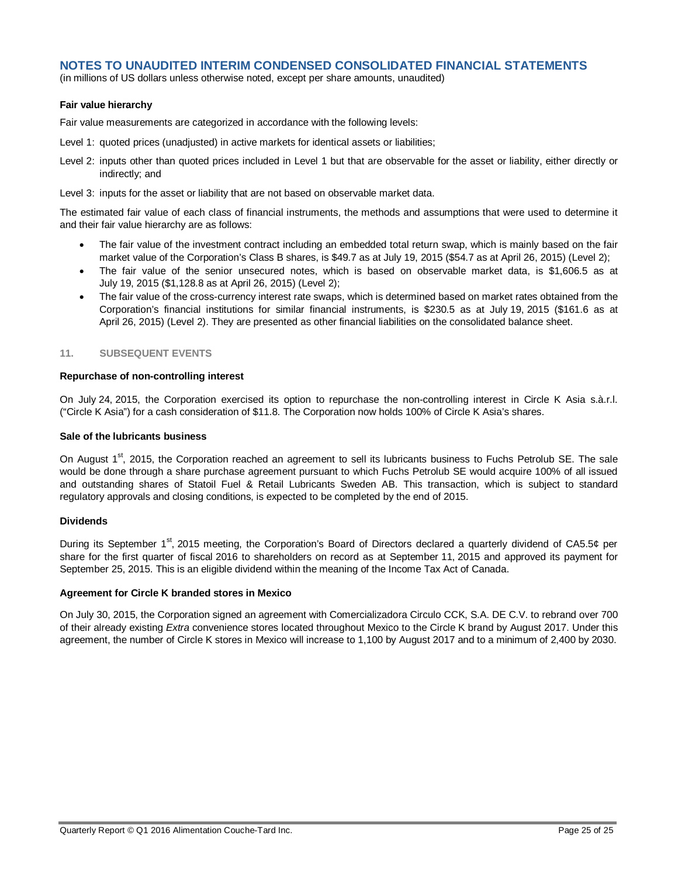# NOTES TO UNAUDITED INTERIM CONDENSED CONSOLIDATED FINANCIAL STATEMENTS

(in millions of US dollars unless otherwise noted, except per share amounts, unaudited)

**Fair value hierarchy**

Fair value measurements are categorized in accordance with the following levels:

Level 1: quoted prices (unadjusted) in active markets for identical assets or liabilities;

Level 2: inputs other than quoted prices included in Level 1 but that are observable for the asset or liability, either directly or indirectly; and

Level 3: inputs for the asset or liability that are not based on observable market data.

The estimated fair value of each class of financial instruments, the methods and assumptions that were used to determine it and their fair value hierarchy are as follows:

- The fair value of the investment contract including an embedded total return swap, which is mainly based on the fair market value of the Corporation's Class B shares, is $49.7 as at July 19, 2015 ($54.7 as at April 26, 2015) (Level 2);
- The fair value of the senior unsecured notes, which is based on observable market data, is $1,606.5 as at July 19, 2015 ($1,128.8 as at April 26, 2015) (Level 2);
- The fair value of the cross-currency interest rate swaps, which is determined based on market rates obtained from the Corporation's financial institutions for similar financial instruments, is $230.5 as at July 19, 2015 ($161.6 as at April 26, 2015) (Level 2). They are presented as other financial liabilities on the consolidated balance sheet.

## 11. SUBSEQUENT EVENTS

**Repurchase of non-controlling interest**

On July 24, 2015, the Corporation exercised its option to repurchase the non-controlling interest in Circle K Asia s.à.r.l. ("Circle K Asia") for a cash consideration of $11.8. The Corporation now holds 100% of Circle K Asia's shares.

**Sale of the lubricants business**

On August 1st, 2015, the Corporation reached an agreement to sell its lubricants business to Fuchs Petrolub SE. The sale would be done through a share purchase agreement pursuant to which Fuchs Petrolub SE would acquire 100% of all issued and outstanding shares of Statoil Fuel & Retail Lubricants Sweden AB. This transaction, which is subject to standard regulatory approvals and closing conditions, is expected to be completed by the end of 2015.

**Dividends**

During its September 1st, 2015 meeting, the Corporation's Board of Directors declared a quarterly dividend of CA5.5¢ per share for the first quarter of fiscal 2016 to shareholders on record as at September 11, 2015 and approved its payment for September 25, 2015. This is an eligible dividend within the meaning of the Income Tax Act of Canada.

**Agreement for Circle K branded stores in Mexico**

On July 30, 2015, the Corporation signed an agreement with Comercializadora Circulo CCK, S.A. DE C.V. to rebrand over 700 of their already existing *Extra* convenience stores located throughout Mexico to the Circle K brand by August 2017. Under this agreement, the number of Circle K stores in Mexico will increase to 1,100 by August 2017 and to a minimum of 2,400 by 2030.